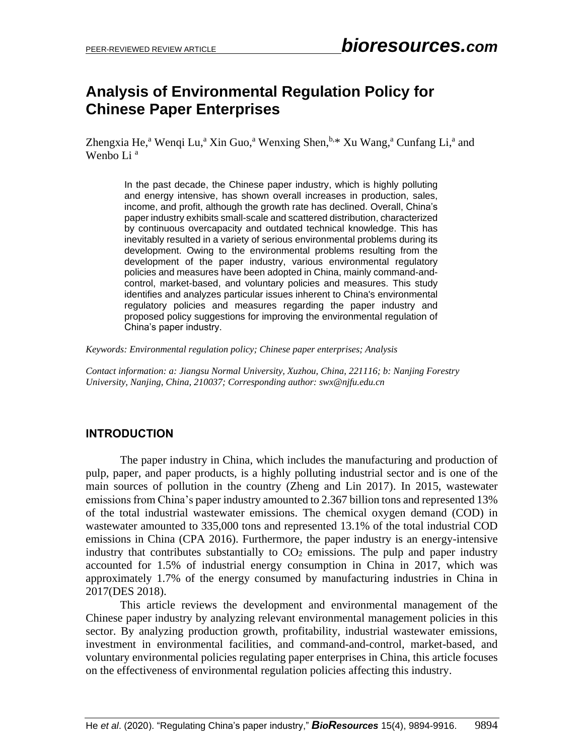# Analysis of Environmental Regulation Policy for Chinese Paper Enterprises

Zhengxia He,[a] Wenqi Lu,[a] Xin Guo,[a] Wenxing Shen,[b,]* Xu Wang,[a] Cunfang Li,[a] and Wenbo Li [a]

In the past decade, the Chinese paper industry, which is highly polluting and energy intensive, has shown overall increases in production, sales, income, and profit, although the growth rate has declined. Overall, China's paper industry exhibits small-scale and scattered distribution, characterized by continuous overcapacity and outdated technical knowledge. This has inevitably resulted in a variety of serious environmental problems during its development. Owing to the environmental problems resulting from the development of the paper industry, various environmental regulatory policies and measures have been adopted in China, mainly command-and-control, market-based, and voluntary policies and measures. This study identifies and analyzes particular issues inherent to China's environmental regulatory policies and measures regarding the paper industry and proposed policy suggestions for improving the environmental regulation of China's paper industry.

*Keywords: Environmental regulation policy; Chinese paper enterprises; Analysis*

*Contact information: a: Jiangsu Normal University, Xuzhou, China, 221116; b: Nanjing Forestry University, Nanjing, China, 210037; Corresponding author: swx@njfu.edu.cn*

## INTRODUCTION

The paper industry in China, which includes the manufacturing and production of pulp, paper, and paper products, is a highly polluting industrial sector and is one of the main sources of pollution in the country (Zheng and Lin 2017). In 2015, wastewater emissions from China's paper industry amounted to 2.367 billion tons and represented 13% of the total industrial wastewater emissions. The chemical oxygen demand (COD) in wastewater amounted to 335,000 tons and represented 13.1% of the total industrial COD emissions in China (CPA 2016). Furthermore, the paper industry is an energy-intensive industry that contributes substantially to $CO_2$ emissions. The pulp and paper industry accounted for 1.5% of industrial energy consumption in China in 2017, which was approximately 1.7% of the energy consumed by manufacturing industries in China in 2017(DES 2018).

This article reviews the development and environmental management of the Chinese paper industry by analyzing relevant environmental management policies in this sector. By analyzing production growth, profitability, industrial wastewater emissions, investment in environmental facilities, and command-and-control, market-based, and voluntary environmental policies regulating paper enterprises in China, this article focuses on the effectiveness of environmental regulation policies affecting this industry.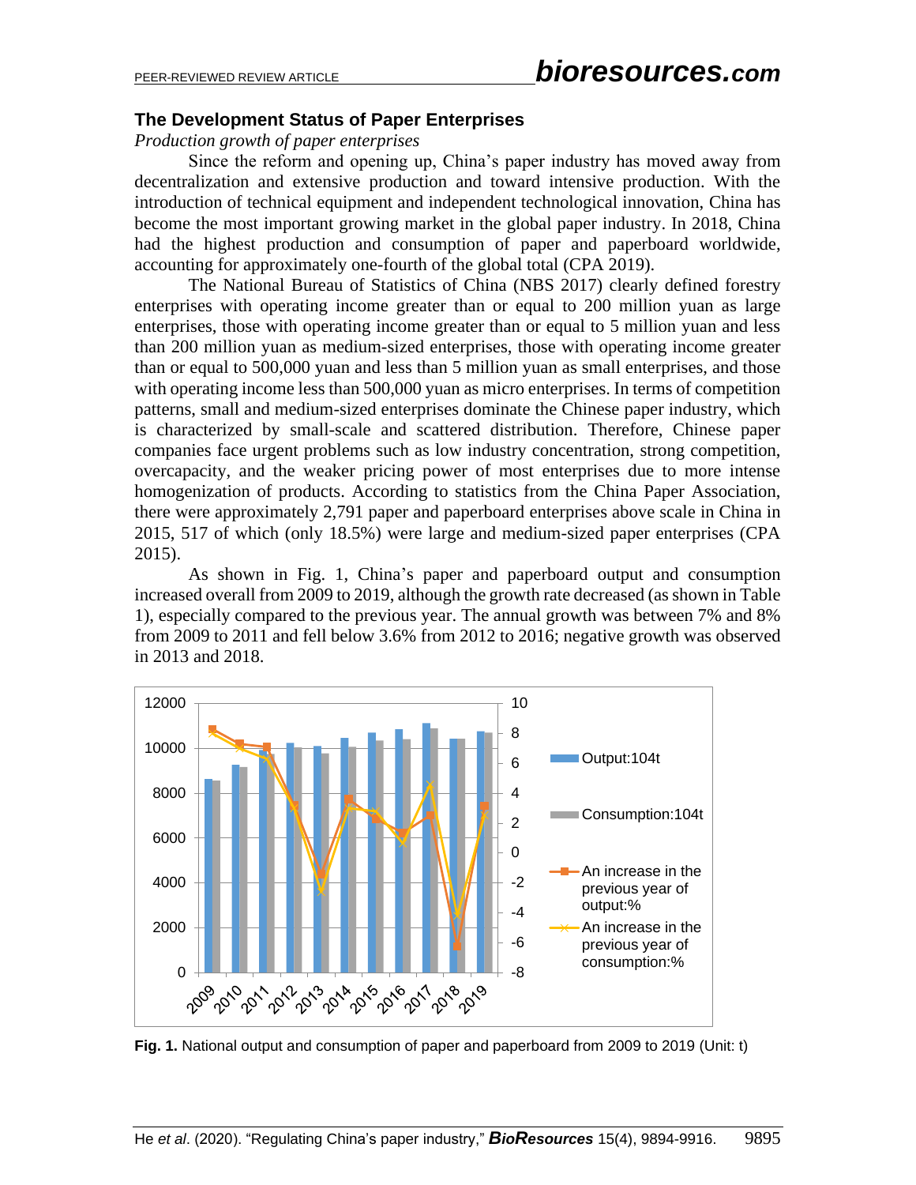## The Development Status of Paper Enterprises

*Production growth of paper enterprises*

Since the reform and opening up, China's paper industry has moved away from decentralization and extensive production and toward intensive production. With the introduction of technical equipment and independent technological innovation, China has become the most important growing market in the global paper industry. In 2018, China had the highest production and consumption of paper and paperboard worldwide, accounting for approximately one-fourth of the global total (CPA 2019).

The National Bureau of Statistics of China (NBS 2017) clearly defined forestry enterprises with operating income greater than or equal to 200 million yuan as large enterprises, those with operating income greater than or equal to 5 million yuan and less than 200 million yuan as medium-sized enterprises, those with operating income greater than or equal to 500,000 yuan and less than 5 million yuan as small enterprises, and those with operating income less than 500,000 yuan as micro enterprises. In terms of competition patterns, small and medium-sized enterprises dominate the Chinese paper industry, which is characterized by small-scale and scattered distribution. Therefore, Chinese paper companies face urgent problems such as low industry concentration, strong competition, overcapacity, and the weaker pricing power of most enterprises due to more intense homogenization of products. According to statistics from the China Paper Association, there were approximately 2,791 paper and paperboard enterprises above scale in China in 2015, 517 of which (only 18.5%) were large and medium-sized paper enterprises (CPA 2015).

As shown in Fig. 1, China's paper and paperboard output and consumption increased overall from 2009 to 2019, although the growth rate decreased (as shown in Table 1), especially compared to the previous year. The annual growth was between 7% and 8% from 2009 to 2011 and fell below 3.6% from 2012 to 2016; negative growth was observed in 2013 and 2018.

**Fig. 1.** National output and consumption of paper and paperboard from 2009 to 2019 (Unit: t)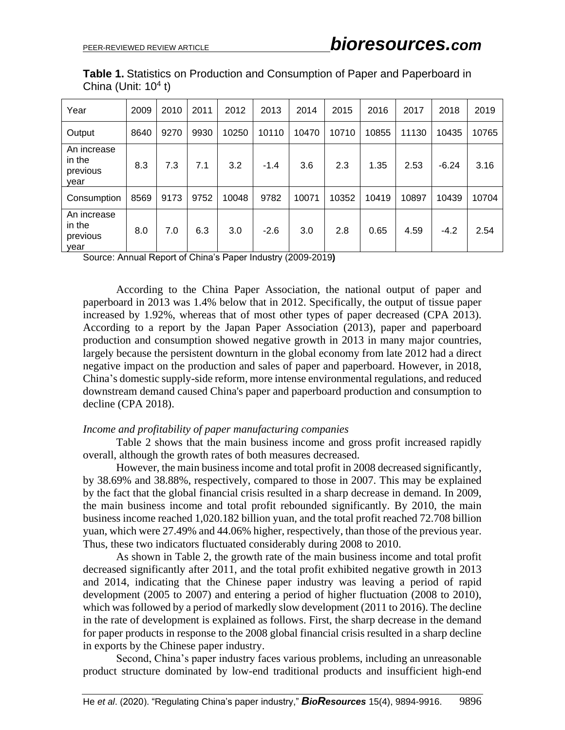**Table 1.** Statistics on Production and Consumption of Paper and Paperboard in China (Unit: $10^4$ t)

| Year | 2009 | 2010 | 2011 | 2012 | 2013 | 2014 | 2015 | 2016 | 2017 | 2018 | 2019 |
|---|---|---|---|---|---|---|---|---|---|---|---|
| Output | 8640 | 9270 | 9930 | 10250 | 10110 | 10470 | 10710 | 10855 | 11130 | 10435 | 10765 |
| An increase in the previous year | 8.3 | 7.3 | 7.1 | 3.2 | -1.4 | 3.6 | 2.3 | 1.35 | 2.53 | -6.24 | 3.16 |
| Consumption | 8569 | 9173 | 9752 | 10048 | 9782 | 10071 | 10352 | 10419 | 10897 | 10439 | 10704 |
| An increase in the previous year | 8.0 | 7.0 | 6.3 | 3.0 | -2.6 | 3.0 | 2.8 | 0.65 | 4.59 | -4.2 | 2.54 |

Source: Annual Report of China's Paper Industry (2009-2019**)**

According to the China Paper Association, the national output of paper and paperboard in 2013 was 1.4% below that in 2012. Specifically, the output of tissue paper increased by 1.92%, whereas that of most other types of paper decreased (CPA 2013). According to a report by the Japan Paper Association (2013), paper and paperboard production and consumption showed negative growth in 2013 in many major countries, largely because the persistent downturn in the global economy from late 2012 had a direct negative impact on the production and sales of paper and paperboard. However, in 2018, China's domestic supply-side reform, more intense environmental regulations, and reduced downstream demand caused China's paper and paperboard production and consumption to decline (CPA 2018).

*Income and profitability of paper manufacturing companies*

Table 2 shows that the main business income and gross profit increased rapidly overall, although the growth rates of both measures decreased.

However, the main business income and total profit in 2008 decreased significantly, by 38.69% and 38.88%, respectively, compared to those in 2007. This may be explained by the fact that the global financial crisis resulted in a sharp decrease in demand. In 2009, the main business income and total profit rebounded significantly. By 2010, the main business income reached 1,020.182 billion yuan, and the total profit reached 72.708 billion yuan, which were 27.49% and 44.06% higher, respectively, than those of the previous year. Thus, these two indicators fluctuated considerably during 2008 to 2010.

As shown in Table 2, the growth rate of the main business income and total profit decreased significantly after 2011, and the total profit exhibited negative growth in 2013 and 2014, indicating that the Chinese paper industry was leaving a period of rapid development (2005 to 2007) and entering a period of higher fluctuation (2008 to 2010), which was followed by a period of markedly slow development (2011 to 2016). The decline in the rate of development is explained as follows. First, the sharp decrease in the demand for paper products in response to the 2008 global financial crisis resulted in a sharp decline in exports by the Chinese paper industry.

Second, China's paper industry faces various problems, including an unreasonable product structure dominated by low-end traditional products and insufficient high-end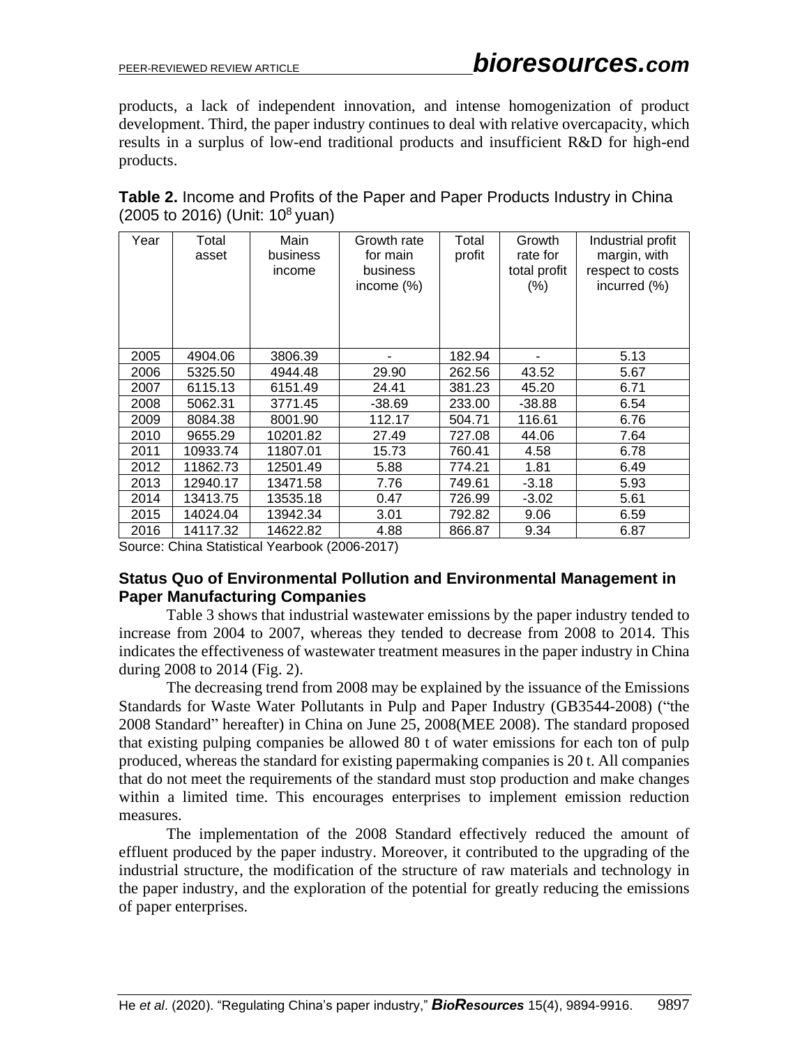products, a lack of independent innovation, and intense homogenization of product development. Third, the paper industry continues to deal with relative overcapacity, which results in a surplus of low-end traditional products and insufficient R&D for high-end products.

**Table 2.** Income and Profits of the Paper and Paper Products Industry in China (2005 to 2016) (Unit: $10^8$ yuan)

| Year | Total asset | Main business income | Growth rate for main business income (%) | Total profit | Growth rate for total profit (%) | Industrial profit margin, with respect to costs incurred (%) |
|---|---|---|---|---|---|---|
| 2005 | 4904.06 | 3806.39 | - | 182.94 | - | 5.13 |
| 2006 | 5325.50 | 4944.48 | 29.90 | 262.56 | 43.52 | 5.67 |
| 2007 | 6115.13 | 6151.49 | 24.41 | 381.23 | 45.20 | 6.71 |
| 2008 | 5062.31 | 3771.45 | -38.69 | 233.00 | -38.88 | 6.54 |
| 2009 | 8084.38 | 8001.90 | 112.17 | 504.71 | 116.61 | 6.76 |
| 2010 | 9655.29 | 10201.82 | 27.49 | 727.08 | 44.06 | 7.64 |
| 2011 | 10933.74 | 11807.01 | 15.73 | 760.41 | 4.58 | 6.78 |
| 2012 | 11862.73 | 12501.49 | 5.88 | 774.21 | 1.81 | 6.49 |
| 2013 | 12940.17 | 13471.58 | 7.76 | 749.61 | -3.18 | 5.93 |
| 2014 | 13413.75 | 13535.18 | 0.47 | 726.99 | -3.02 | 5.61 |
| 2015 | 14024.04 | 13942.34 | 3.01 | 792.82 | 9.06 | 6.59 |
| 2016 | 14117.32 | 14622.82 | 4.88 | 866.87 | 9.34 | 6.87 |

Source: China Statistical Yearbook (2006-2017)

### Status Quo of Environmental Pollution and Environmental Management in Paper Manufacturing Companies

Table 3 shows that industrial wastewater emissions by the paper industry tended to increase from 2004 to 2007, whereas they tended to decrease from 2008 to 2014. This indicates the effectiveness of wastewater treatment measures in the paper industry in China during 2008 to 2014 (Fig. 2).

The decreasing trend from 2008 may be explained by the issuance of the Emissions Standards for Waste Water Pollutants in Pulp and Paper Industry (GB3544-2008) ("the 2008 Standard" hereafter) in China on June 25, 2008(MEE 2008). The standard proposed that existing pulping companies be allowed 80 t of water emissions for each ton of pulp produced, whereas the standard for existing papermaking companies is 20 t. All companies that do not meet the requirements of the standard must stop production and make changes within a limited time. This encourages enterprises to implement emission reduction measures.

The implementation of the 2008 Standard effectively reduced the amount of effluent produced by the paper industry. Moreover, it contributed to the upgrading of the industrial structure, the modification of the structure of raw materials and technology in the paper industry, and the exploration of the potential for greatly reducing the emissions of paper enterprises.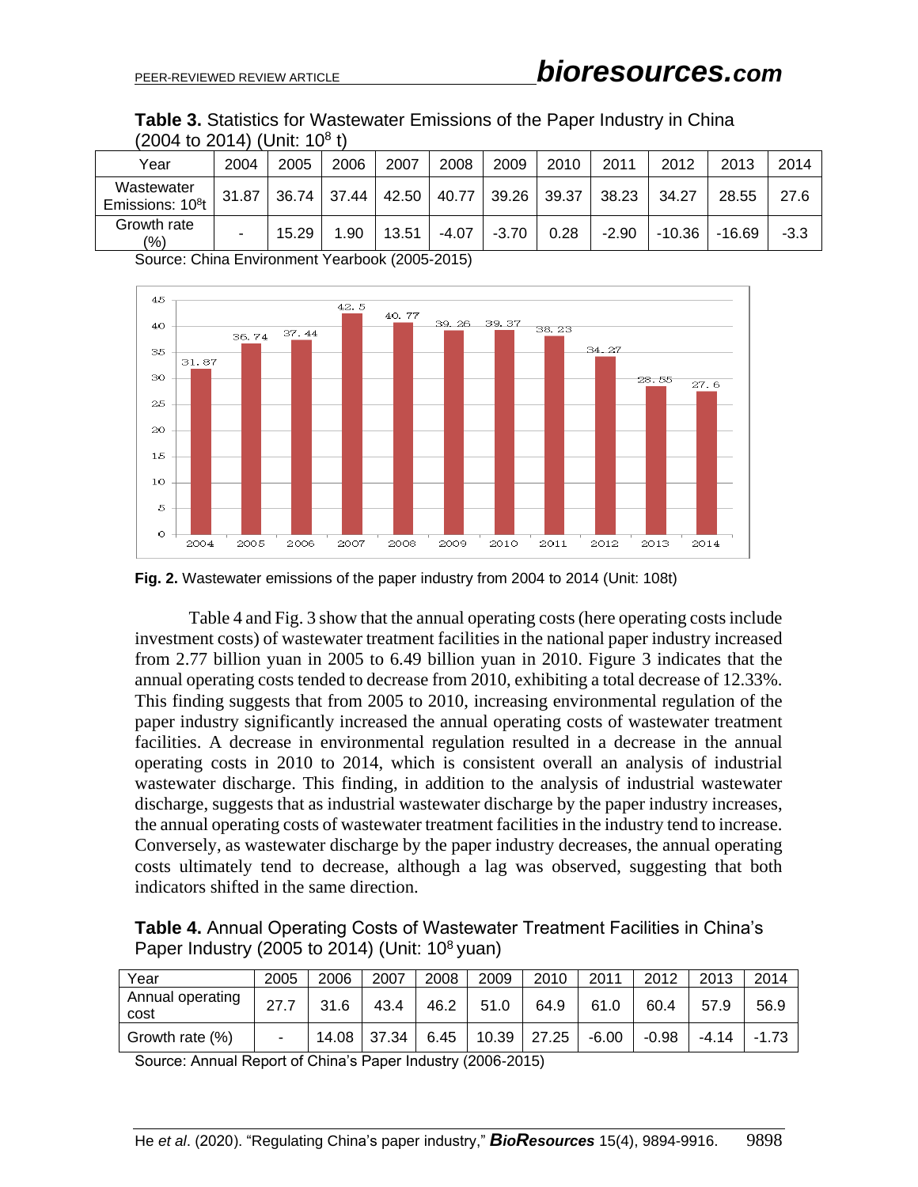**Table 3.** Statistics for Wastewater Emissions of the Paper Industry in China (2004 to 2014) (Unit: $10^8$ t)

| Year | 2004 | 2005 | 2006 | 2007 | 2008 | 2009 | 2010 | 2011 | 2012 | 2013 | 2014 |
|---|---|---|---|---|---|---|---|---|---|---|---|
| Wastewater Emissions: $10^8$t | 31.87 | 36.74 | 37.44 | 42.50 | 40.77 | 39.26 | 39.37 | 38.23 | 34.27 | 28.55 | 27.6 |
| Growth rate (%) | - | 15.29 | 1.90 | 13.51 | -4.07 | -3.70 | 0.28 | -2.90 | -10.36 | -16.69 | -3.3 |

Source: China Environment Yearbook (2005-2015)

**Fig. 2.** Wastewater emissions of the paper industry from 2004 to 2014 (Unit: 108t)

Table 4 and Fig. 3 show that the annual operating costs (here operating costs include investment costs) of wastewater treatment facilities in the national paper industry increased from 2.77 billion yuan in 2005 to 6.49 billion yuan in 2010. Figure 3 indicates that the annual operating costs tended to decrease from 2010, exhibiting a total decrease of 12.33%. This finding suggests that from 2005 to 2010, increasing environmental regulation of the paper industry significantly increased the annual operating costs of wastewater treatment facilities. A decrease in environmental regulation resulted in a decrease in the annual operating costs in 2010 to 2014, which is consistent overall an analysis of industrial wastewater discharge. This finding, in addition to the analysis of industrial wastewater discharge, suggests that as industrial wastewater discharge by the paper industry increases, the annual operating costs of wastewater treatment facilities in the industry tend to increase. Conversely, as wastewater discharge by the paper industry decreases, the annual operating costs ultimately tend to decrease, although a lag was observed, suggesting that both indicators shifted in the same direction.

**Table 4.** Annual Operating Costs of Wastewater Treatment Facilities in China's Paper Industry (2005 to 2014) (Unit: $10^8$ yuan)

| Year | 2005 | 2006 | 2007 | 2008 | 2009 | 2010 | 2011 | 2012 | 2013 | 2014 |
|---|---|---|---|---|---|---|---|---|---|---|
| Annual operating cost | 27.7 | 31.6 | 43.4 | 46.2 | 51.0 | 64.9 | 61.0 | 60.4 | 57.9 | 56.9 |
| Growth rate (%) | - | 14.08 | 37.34 | 6.45 | 10.39 | 27.25 | -6.00 | -0.98 | -4.14 | -1.73 |

Source: Annual Report of China's Paper Industry (2006-2015)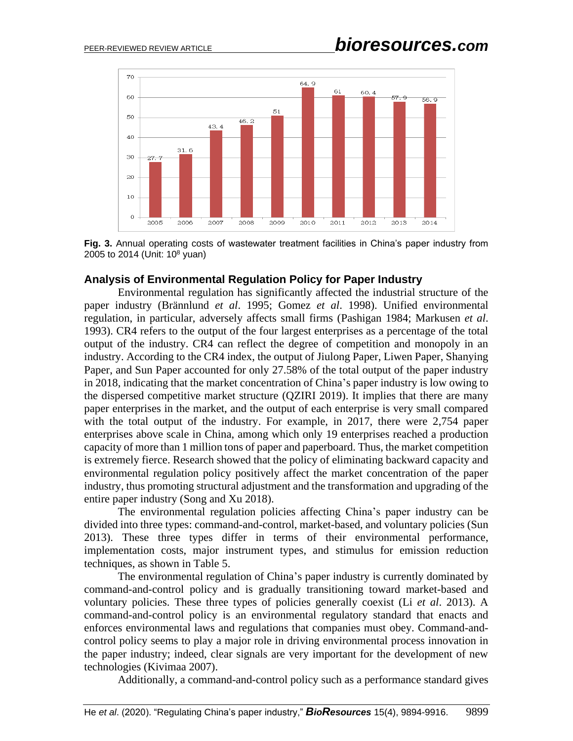Fig. 3. Annual operating costs of wastewater treatment facilities in China's paper industry from 2005 to 2014 (Unit: $10^8$ yuan)

## Analysis of Environmental Regulation Policy for Paper Industry

Environmental regulation has significantly affected the industrial structure of the paper industry (Brännlund *et al*. 1995; Gomez *et al*. 1998). Unified environmental regulation, in particular, adversely affects small firms (Pashigan 1984; Markusen *et al*. 1993). CR4 refers to the output of the four largest enterprises as a percentage of the total output of the industry. CR4 can reflect the degree of competition and monopoly in an industry. According to the CR4 index, the output of Jiulong Paper, Liwen Paper, Shanying Paper, and Sun Paper accounted for only 27.58% of the total output of the paper industry in 2018, indicating that the market concentration of China's paper industry is low owing to the dispersed competitive market structure (QZIRI 2019). It implies that there are many paper enterprises in the market, and the output of each enterprise is very small compared with the total output of the industry. For example, in 2017, there were 2,754 paper enterprises above scale in China, among which only 19 enterprises reached a production capacity of more than 1 million tons of paper and paperboard. Thus, the market competition is extremely fierce. Research showed that the policy of eliminating backward capacity and environmental regulation policy positively affect the market concentration of the paper industry, thus promoting structural adjustment and the transformation and upgrading of the entire paper industry (Song and Xu 2018).

The environmental regulation policies affecting China's paper industry can be divided into three types: command-and-control, market-based, and voluntary policies (Sun 2013). These three types differ in terms of their environmental performance, implementation costs, major instrument types, and stimulus for emission reduction techniques, as shown in Table 5.

The environmental regulation of China's paper industry is currently dominated by command-and-control policy and is gradually transitioning toward market-based and voluntary policies. These three types of policies generally coexist (Li *et al*. 2013). A command-and-control policy is an environmental regulatory standard that enacts and enforces environmental laws and regulations that companies must obey. Command-and-control policy seems to play a major role in driving environmental process innovation in the paper industry; indeed, clear signals are very important for the development of new technologies (Kivimaa 2007).

Additionally, a command-and-control policy such as a performance standard gives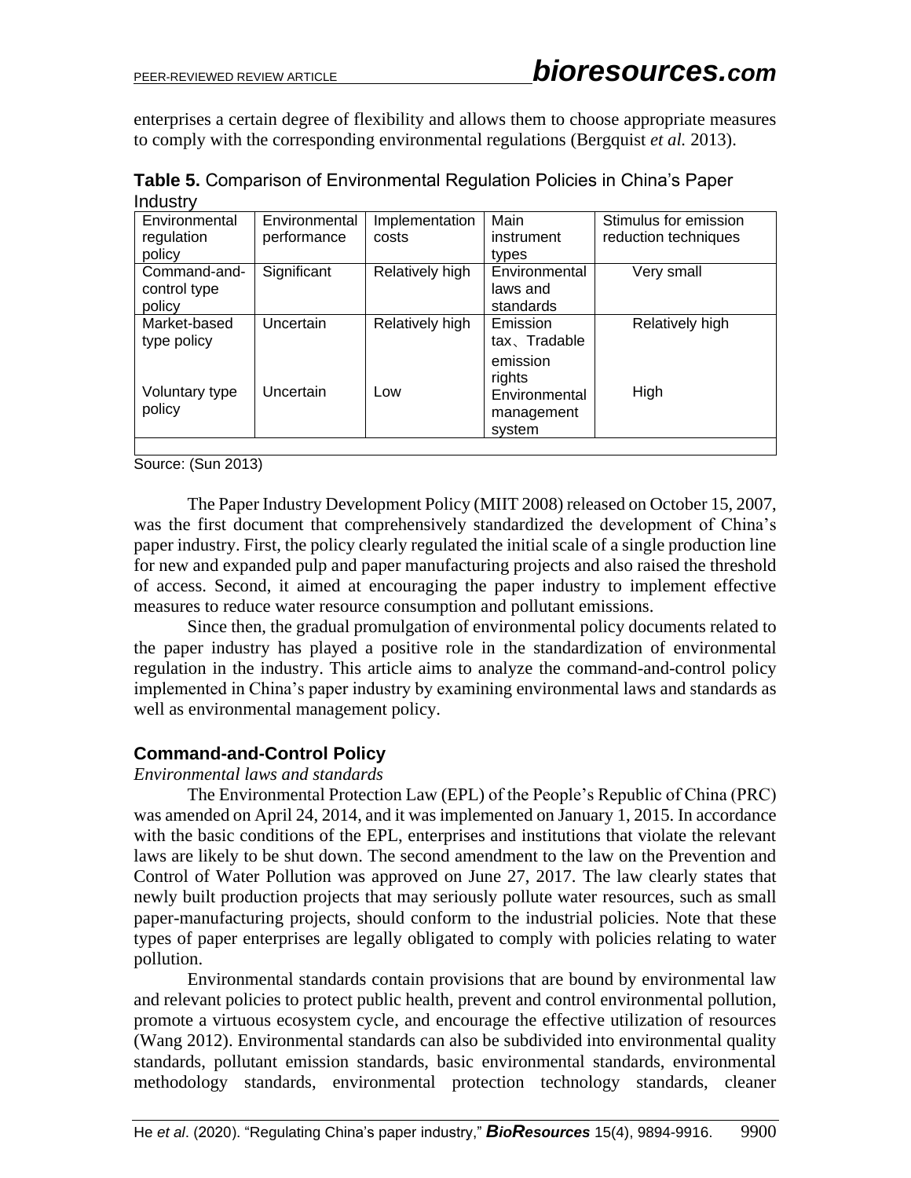enterprises a certain degree of flexibility and allows them to choose appropriate measures to comply with the corresponding environmental regulations (Bergquist *et al.* 2013).

**Table 5.** Comparison of Environmental Regulation Policies in China's Paper Industry

| Environmental regulation policy | Environmental performance | Implementation costs | Main instrument types | Stimulus for emission reduction techniques |
|---|---|---|---|---|
| Command-and-control type policy | Significant | Relatively high | Environmental laws and standards | Very small |
| Market-based type policy | Uncertain | Relatively high | Emission tax、Tradable emission rights | Relatively high |
| Voluntary type policy | Uncertain | Low | Environmental management system | High |

Source: (Sun 2013)

The Paper Industry Development Policy (MIIT 2008) released on October 15, 2007, was the first document that comprehensively standardized the development of China's paper industry. First, the policy clearly regulated the initial scale of a single production line for new and expanded pulp and paper manufacturing projects and also raised the threshold of access. Second, it aimed at encouraging the paper industry to implement effective measures to reduce water resource consumption and pollutant emissions.

Since then, the gradual promulgation of environmental policy documents related to the paper industry has played a positive role in the standardization of environmental regulation in the industry. This article aims to analyze the command-and-control policy implemented in China's paper industry by examining environmental laws and standards as well as environmental management policy.

## Command-and-Control Policy

*Environmental laws and standards*

The Environmental Protection Law (EPL) of the People's Republic of China (PRC) was amended on April 24, 2014, and it was implemented on January 1, 2015. In accordance with the basic conditions of the EPL, enterprises and institutions that violate the relevant laws are likely to be shut down. The second amendment to the law on the Prevention and Control of Water Pollution was approved on June 27, 2017. The law clearly states that newly built production projects that may seriously pollute water resources, such as small paper-manufacturing projects, should conform to the industrial policies. Note that these types of paper enterprises are legally obligated to comply with policies relating to water pollution.

Environmental standards contain provisions that are bound by environmental law and relevant policies to protect public health, prevent and control environmental pollution, promote a virtuous ecosystem cycle, and encourage the effective utilization of resources (Wang 2012). Environmental standards can also be subdivided into environmental quality standards, pollutant emission standards, basic environmental standards, environmental methodology standards, environmental protection technology standards, cleaner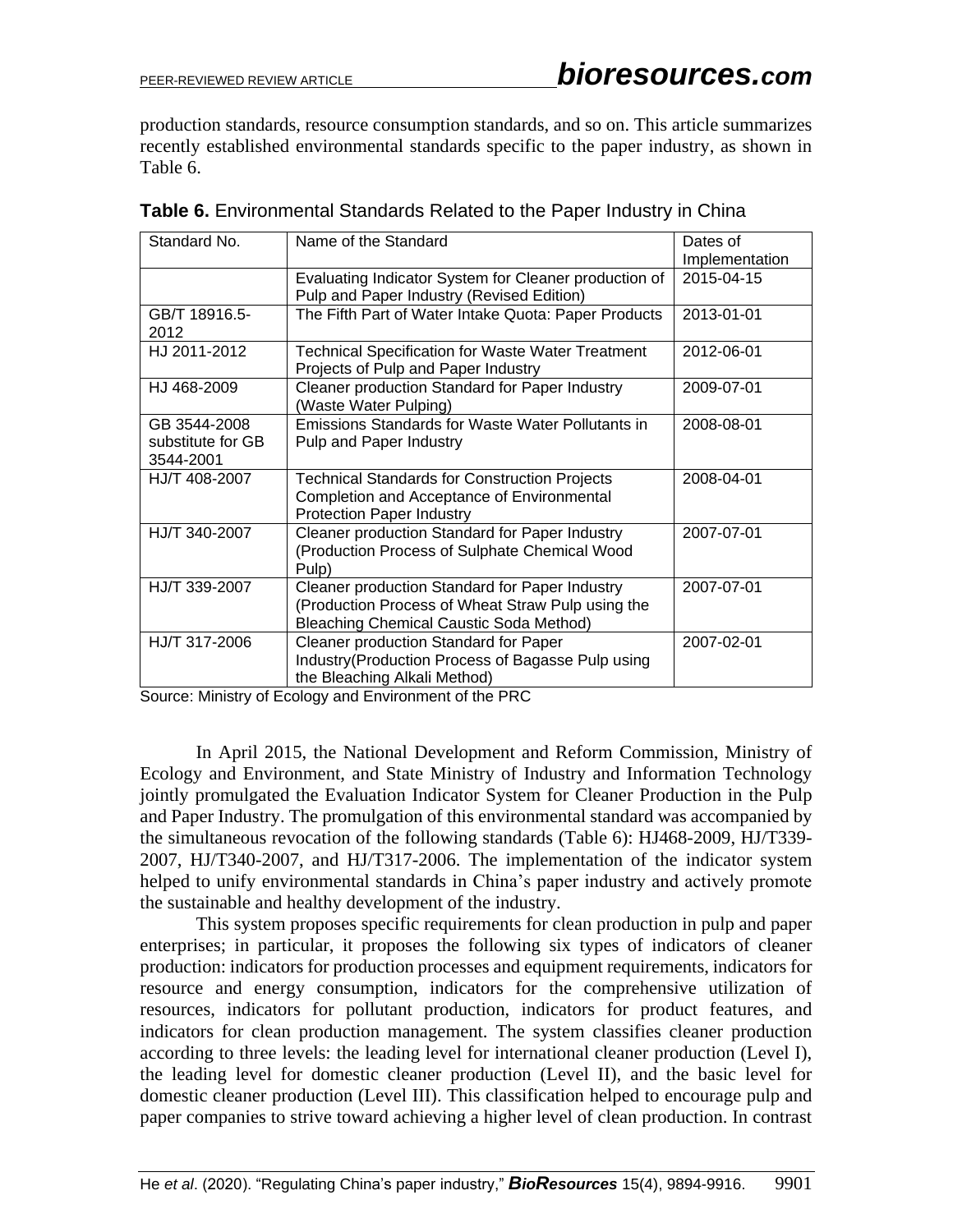production standards, resource consumption standards, and so on. This article summarizes recently established environmental standards specific to the paper industry, as shown in Table 6.

**Table 6.** Environmental Standards Related to the Paper Industry in China

| Standard No. | Name of the Standard | Dates of Implementation |
|---|---|---|
| | Evaluating Indicator System for Cleaner production of Pulp and Paper Industry (Revised Edition) | 2015-04-15 |
| GB/T 18916.5-2012 | The Fifth Part of Water Intake Quota: Paper Products | 2013-01-01 |
| HJ 2011-2012 | Technical Specification for Waste Water Treatment Projects of Pulp and Paper Industry | 2012-06-01 |
| HJ 468-2009 | Cleaner production Standard for Paper Industry (Waste Water Pulping) | 2009-07-01 |
| GB 3544-2008 substitute for GB 3544-2001 | Emissions Standards for Waste Water Pollutants in Pulp and Paper Industry | 2008-08-01 |
| HJ/T 408-2007 | Technical Standards for Construction Projects Completion and Acceptance of Environmental Protection Paper Industry | 2008-04-01 |
| HJ/T 340-2007 | Cleaner production Standard for Paper Industry (Production Process of Sulphate Chemical Wood Pulp) | 2007-07-01 |
| HJ/T 339-2007 | Cleaner production Standard for Paper Industry (Production Process of Wheat Straw Pulp using the Bleaching Chemical Caustic Soda Method) | 2007-07-01 |
| HJ/T 317-2006 | Cleaner production Standard for Paper Industry(Production Process of Bagasse Pulp using the Bleaching Alkali Method) | 2007-02-01 |

Source: Ministry of Ecology and Environment of the PRC

In April 2015, the National Development and Reform Commission, Ministry of Ecology and Environment, and State Ministry of Industry and Information Technology jointly promulgated the Evaluation Indicator System for Cleaner Production in the Pulp and Paper Industry. The promulgation of this environmental standard was accompanied by the simultaneous revocation of the following standards (Table 6): HJ468-2009, HJ/T339-2007, HJ/T340-2007, and HJ/T317-2006. The implementation of the indicator system helped to unify environmental standards in China's paper industry and actively promote the sustainable and healthy development of the industry.

This system proposes specific requirements for clean production in pulp and paper enterprises; in particular, it proposes the following six types of indicators of cleaner production: indicators for production processes and equipment requirements, indicators for resource and energy consumption, indicators for the comprehensive utilization of resources, indicators for pollutant production, indicators for product features, and indicators for clean production management. The system classifies cleaner production according to three levels: the leading level for international cleaner production (Level I), the leading level for domestic cleaner production (Level II), and the basic level for domestic cleaner production (Level III). This classification helped to encourage pulp and paper companies to strive toward achieving a higher level of clean production. In contrast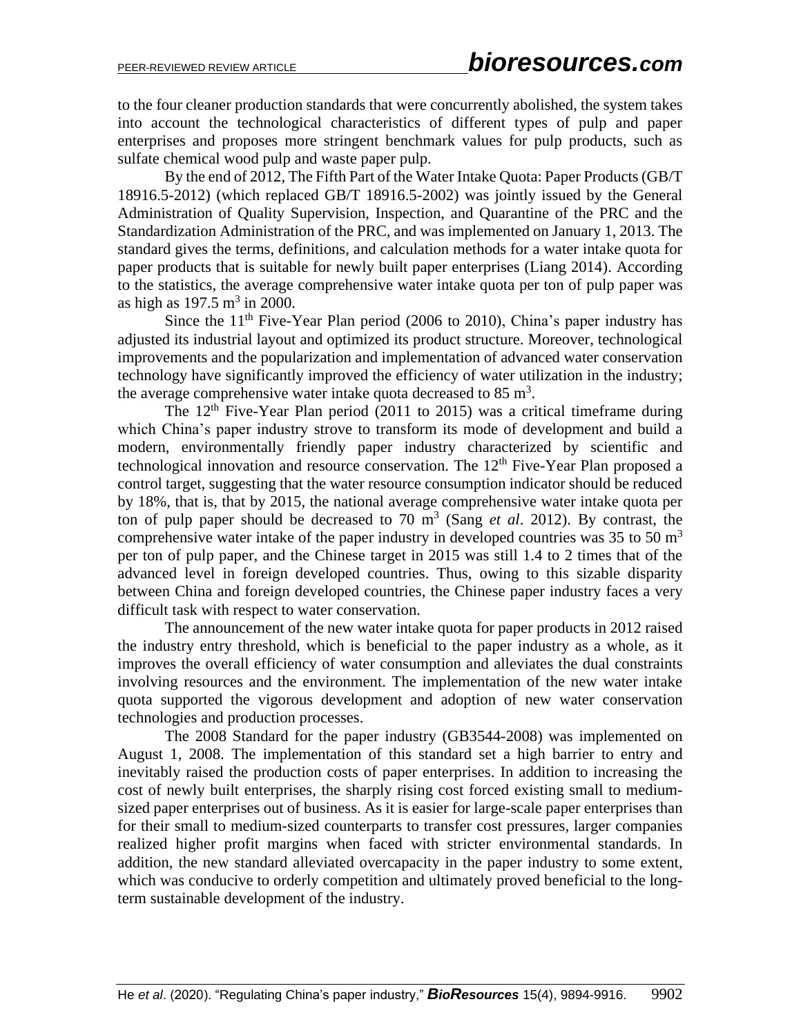to the four cleaner production standards that were concurrently abolished, the system takes into account the technological characteristics of different types of pulp and paper enterprises and proposes more stringent benchmark values for pulp products, such as sulfate chemical wood pulp and waste paper pulp.

By the end of 2012, The Fifth Part of the Water Intake Quota: Paper Products (GB/T 18916.5-2012) (which replaced GB/T 18916.5-2002) was jointly issued by the General Administration of Quality Supervision, Inspection, and Quarantine of the PRC and the Standardization Administration of the PRC, and was implemented on January 1, 2013. The standard gives the terms, definitions, and calculation methods for a water intake quota for paper products that is suitable for newly built paper enterprises (Liang 2014). According to the statistics, the average comprehensive water intake quota per ton of pulp paper was as high as 197.5 $m^3$ in 2000.

Since the 11th Five-Year Plan period (2006 to 2010), China's paper industry has adjusted its industrial layout and optimized its product structure. Moreover, technological improvements and the popularization and implementation of advanced water conservation technology have significantly improved the efficiency of water utilization in the industry; the average comprehensive water intake quota decreased to 85 $m^3$.

The 12th Five-Year Plan period (2011 to 2015) was a critical timeframe during which China's paper industry strove to transform its mode of development and build a modern, environmentally friendly paper industry characterized by scientific and technological innovation and resource conservation. The 12th Five-Year Plan proposed a control target, suggesting that the water resource consumption indicator should be reduced by 18%, that is, that by 2015, the national average comprehensive water intake quota per ton of pulp paper should be decreased to 70 $m^3$ (Sang *et al*. 2012). By contrast, the comprehensive water intake of the paper industry in developed countries was 35 to 50 $m^3$ per ton of pulp paper, and the Chinese target in 2015 was still 1.4 to 2 times that of the advanced level in foreign developed countries. Thus, owing to this sizable disparity between China and foreign developed countries, the Chinese paper industry faces a very difficult task with respect to water conservation.

The announcement of the new water intake quota for paper products in 2012 raised the industry entry threshold, which is beneficial to the paper industry as a whole, as it improves the overall efficiency of water consumption and alleviates the dual constraints involving resources and the environment. The implementation of the new water intake quota supported the vigorous development and adoption of new water conservation technologies and production processes.

The 2008 Standard for the paper industry (GB3544-2008) was implemented on August 1, 2008. The implementation of this standard set a high barrier to entry and inevitably raised the production costs of paper enterprises. In addition to increasing the cost of newly built enterprises, the sharply rising cost forced existing small to medium-sized paper enterprises out of business. As it is easier for large-scale paper enterprises than for their small to medium-sized counterparts to transfer cost pressures, larger companies realized higher profit margins when faced with stricter environmental standards. In addition, the new standard alleviated overcapacity in the paper industry to some extent, which was conducive to orderly competition and ultimately proved beneficial to the long-term sustainable development of the industry.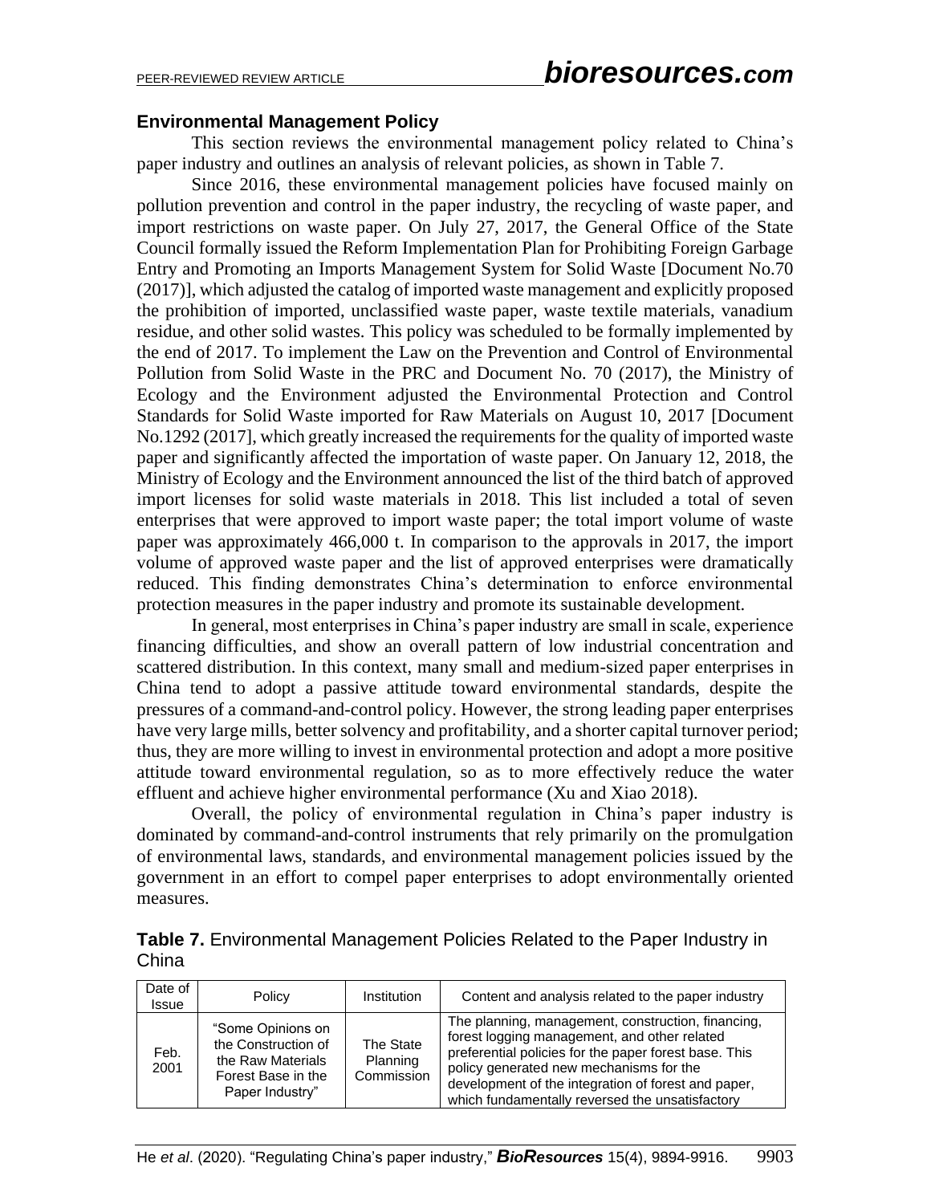### Environmental Management Policy

This section reviews the environmental management policy related to China's paper industry and outlines an analysis of relevant policies, as shown in Table 7.

Since 2016, these environmental management policies have focused mainly on pollution prevention and control in the paper industry, the recycling of waste paper, and import restrictions on waste paper. On July 27, 2017, the General Office of the State Council formally issued the Reform Implementation Plan for Prohibiting Foreign Garbage Entry and Promoting an Imports Management System for Solid Waste [Document No.70 (2017)], which adjusted the catalog of imported waste management and explicitly proposed the prohibition of imported, unclassified waste paper, waste textile materials, vanadium residue, and other solid wastes. This policy was scheduled to be formally implemented by the end of 2017. To implement the Law on the Prevention and Control of Environmental Pollution from Solid Waste in the PRC and Document No. 70 (2017), the Ministry of Ecology and the Environment adjusted the Environmental Protection and Control Standards for Solid Waste imported for Raw Materials on August 10, 2017 [Document No.1292 (2017], which greatly increased the requirements for the quality of imported waste paper and significantly affected the importation of waste paper. On January 12, 2018, the Ministry of Ecology and the Environment announced the list of the third batch of approved import licenses for solid waste materials in 2018. This list included a total of seven enterprises that were approved to import waste paper; the total import volume of waste paper was approximately 466,000 t. In comparison to the approvals in 2017, the import volume of approved waste paper and the list of approved enterprises were dramatically reduced. This finding demonstrates China's determination to enforce environmental protection measures in the paper industry and promote its sustainable development.

In general, most enterprises in China's paper industry are small in scale, experience financing difficulties, and show an overall pattern of low industrial concentration and scattered distribution. In this context, many small and medium-sized paper enterprises in China tend to adopt a passive attitude toward environmental standards, despite the pressures of a command-and-control policy. However, the strong leading paper enterprises have very large mills, better solvency and profitability, and a shorter capital turnover period; thus, they are more willing to invest in environmental protection and adopt a more positive attitude toward environmental regulation, so as to more effectively reduce the water effluent and achieve higher environmental performance (Xu and Xiao 2018).

Overall, the policy of environmental regulation in China's paper industry is dominated by command-and-control instruments that rely primarily on the promulgation of environmental laws, standards, and environmental management policies issued by the government in an effort to compel paper enterprises to adopt environmentally oriented measures.

**Table 7.** Environmental Management Policies Related to the Paper Industry in China

| Date of Issue | Policy | Institution | Content and analysis related to the paper industry |
|---|---|---|---|
| Feb. 2001 | "Some Opinions on the Construction of the Raw Materials Forest Base in the Paper Industry" | The State Planning Commission | The planning, management, construction, financing, forest logging management, and other related preferential policies for the paper forest base. This policy generated new mechanisms for the development of the integration of forest and paper, which fundamentally reversed the unsatisfactory |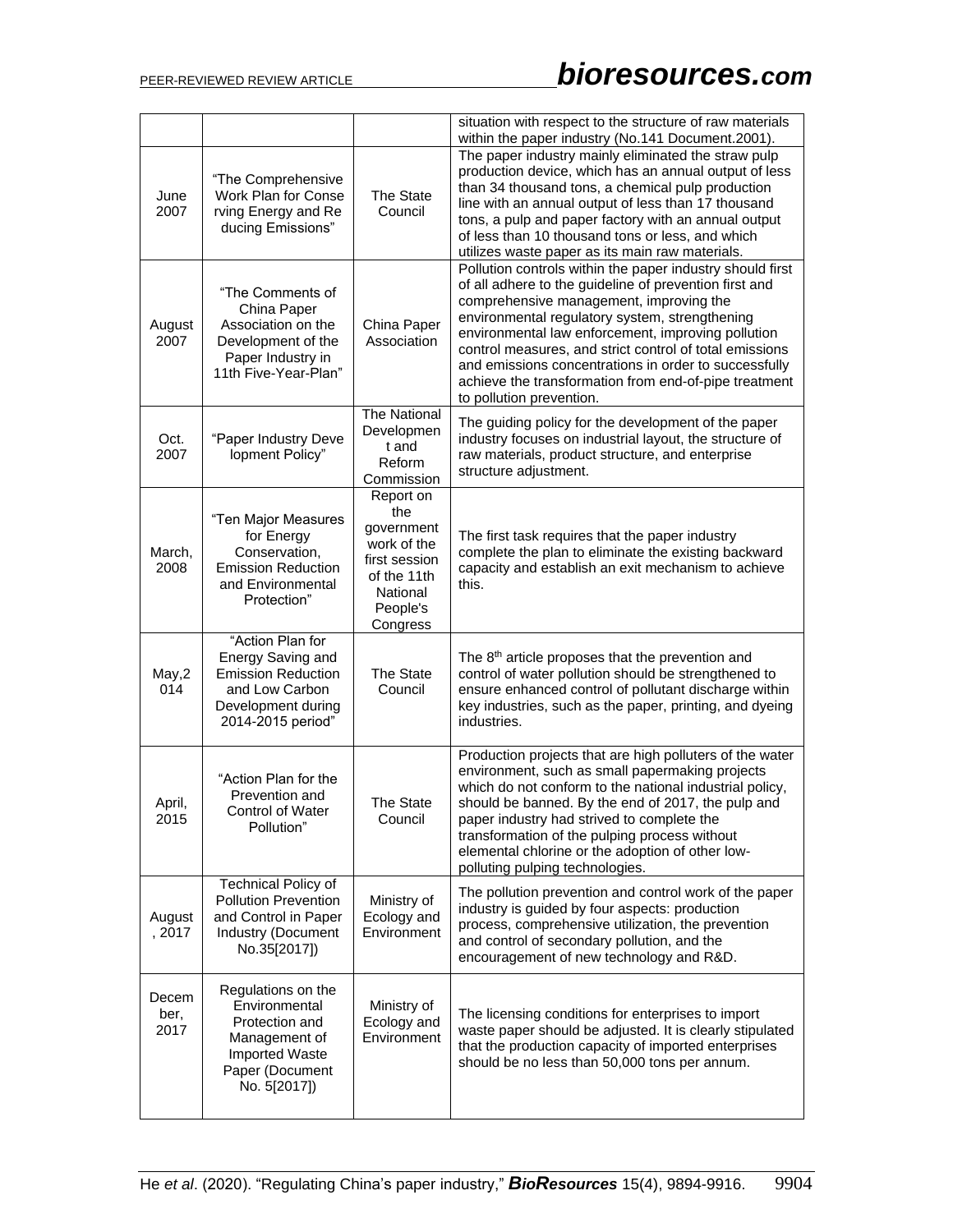| | | | situation with respect to the structure of raw materials within the paper industry (No.141 Document.2001). |
|---|---|---|---|
| June 2007 | "The Comprehensive Work Plan for Conserving Energy and Reducing Emissions" | The State Council | The paper industry mainly eliminated the straw pulp production device, which has an annual output of less than 34 thousand tons, a chemical pulp production line with an annual output of less than 17 thousand tons, a pulp and paper factory with an annual output of less than 10 thousand tons or less, and which utilizes waste paper as its main raw materials. |
| August 2007 | "The Comments of China Paper Association on the Development of the Paper Industry in 11th Five-Year-Plan" | China Paper Association | Pollution controls within the paper industry should first of all adhere to the guideline of prevention first and comprehensive management, improving the environmental regulatory system, strengthening environmental law enforcement, improving pollution control measures, and strict control of total emissions and emissions concentrations in order to successfully achieve the transformation from end-of-pipe treatment to pollution prevention. |
| Oct. 2007 | "Paper Industry Development Policy" | The National Development and Reform Commission | The guiding policy for the development of the paper industry focuses on industrial layout, the structure of raw materials, product structure, and enterprise structure adjustment. |
| March, 2008 | "Ten Major Measures for Energy Conservation, Emission Reduction and Environmental Protection" | Report on the government work of the first session of the 11th National People's Congress | The first task requires that the paper industry complete the plan to eliminate the existing backward capacity and establish an exit mechanism to achieve this. |
| May, 2014 | "Action Plan for Energy Saving and Emission Reduction and Low Carbon Development during 2014-2015 period" | The State Council | The 8th article proposes that the prevention and control of water pollution should be strengthened to ensure enhanced control of pollutant discharge within key industries, such as the paper, printing, and dyeing industries. |
| April, 2015 | "Action Plan for the Prevention and Control of Water Pollution" | The State Council | Production projects that are high polluters of the water environment, such as small papermaking projects which do not conform to the national industrial policy, should be banned. By the end of 2017, the pulp and paper industry had strived to complete the transformation of the pulping process without elemental chlorine or the adoption of other low-polluting pulping technologies. |
| August, 2017 | Technical Policy of Pollution Prevention and Control in Paper Industry (Document No.35[2017]) | Ministry of Ecology and Environment | The pollution prevention and control work of the paper industry is guided by four aspects: production process, comprehensive utilization, the prevention and control of secondary pollution, and the encouragement of new technology and R&D. |
| December, 2017 | Regulations on the Environmental Protection and Management of Imported Waste Paper (Document No. 5[2017]) | Ministry of Ecology and Environment | The licensing conditions for enterprises to import waste paper should be adjusted. It is clearly stipulated that the production capacity of imported enterprises should be no less than 50,000 tons per annum. |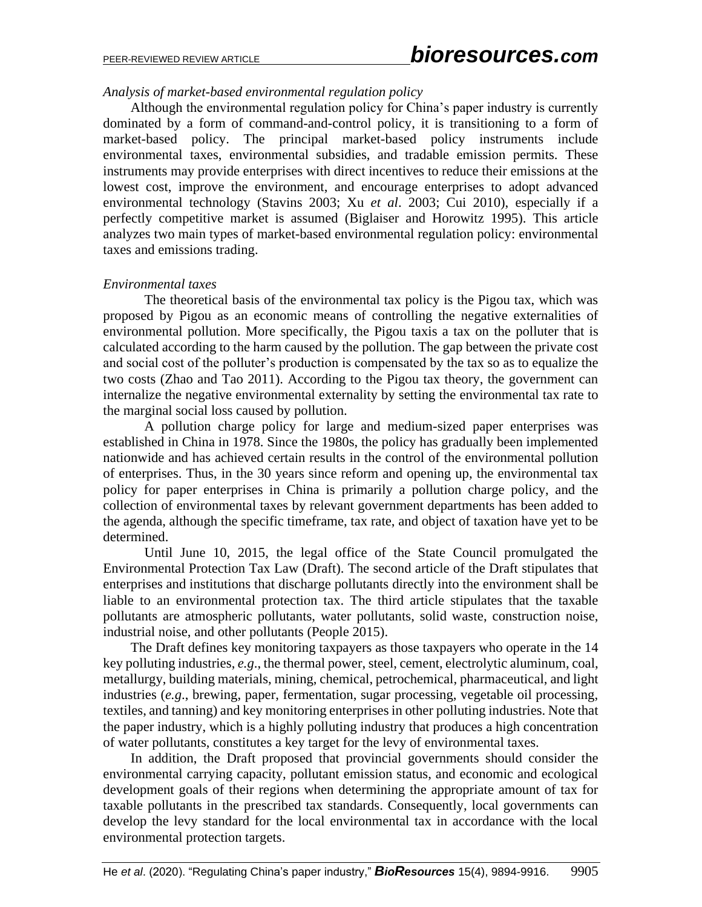*Analysis of market-based environmental regulation policy*

Although the environmental regulation policy for China's paper industry is currently dominated by a form of command-and-control policy, it is transitioning to a form of market-based policy. The principal market-based policy instruments include environmental taxes, environmental subsidies, and tradable emission permits. These instruments may provide enterprises with direct incentives to reduce their emissions at the lowest cost, improve the environment, and encourage enterprises to adopt advanced environmental technology (Stavins 2003; Xu *et al*. 2003; Cui 2010), especially if a perfectly competitive market is assumed (Biglaiser and Horowitz 1995). This article analyzes two main types of market-based environmental regulation policy: environmental taxes and emissions trading.

*Environmental taxes*

The theoretical basis of the environmental tax policy is the Pigou tax, which was proposed by Pigou as an economic means of controlling the negative externalities of environmental pollution. More specifically, the Pigou taxis a tax on the polluter that is calculated according to the harm caused by the pollution. The gap between the private cost and social cost of the polluter's production is compensated by the tax so as to equalize the two costs (Zhao and Tao 2011). According to the Pigou tax theory, the government can internalize the negative environmental externality by setting the environmental tax rate to the marginal social loss caused by pollution.

A pollution charge policy for large and medium-sized paper enterprises was established in China in 1978. Since the 1980s, the policy has gradually been implemented nationwide and has achieved certain results in the control of the environmental pollution of enterprises. Thus, in the 30 years since reform and opening up, the environmental tax policy for paper enterprises in China is primarily a pollution charge policy, and the collection of environmental taxes by relevant government departments has been added to the agenda, although the specific timeframe, tax rate, and object of taxation have yet to be determined.

Until June 10, 2015, the legal office of the State Council promulgated the Environmental Protection Tax Law (Draft). The second article of the Draft stipulates that enterprises and institutions that discharge pollutants directly into the environment shall be liable to an environmental protection tax. The third article stipulates that the taxable pollutants are atmospheric pollutants, water pollutants, solid waste, construction noise, industrial noise, and other pollutants (People 2015).

The Draft defines key monitoring taxpayers as those taxpayers who operate in the 14 key polluting industries, *e.g*., the thermal power, steel, cement, electrolytic aluminum, coal, metallurgy, building materials, mining, chemical, petrochemical, pharmaceutical, and light industries (*e.g*., brewing, paper, fermentation, sugar processing, vegetable oil processing, textiles, and tanning) and key monitoring enterprises in other polluting industries. Note that the paper industry, which is a highly polluting industry that produces a high concentration of water pollutants, constitutes a key target for the levy of environmental taxes.

In addition, the Draft proposed that provincial governments should consider the environmental carrying capacity, pollutant emission status, and economic and ecological development goals of their regions when determining the appropriate amount of tax for taxable pollutants in the prescribed tax standards. Consequently, local governments can develop the levy standard for the local environmental tax in accordance with the local environmental protection targets.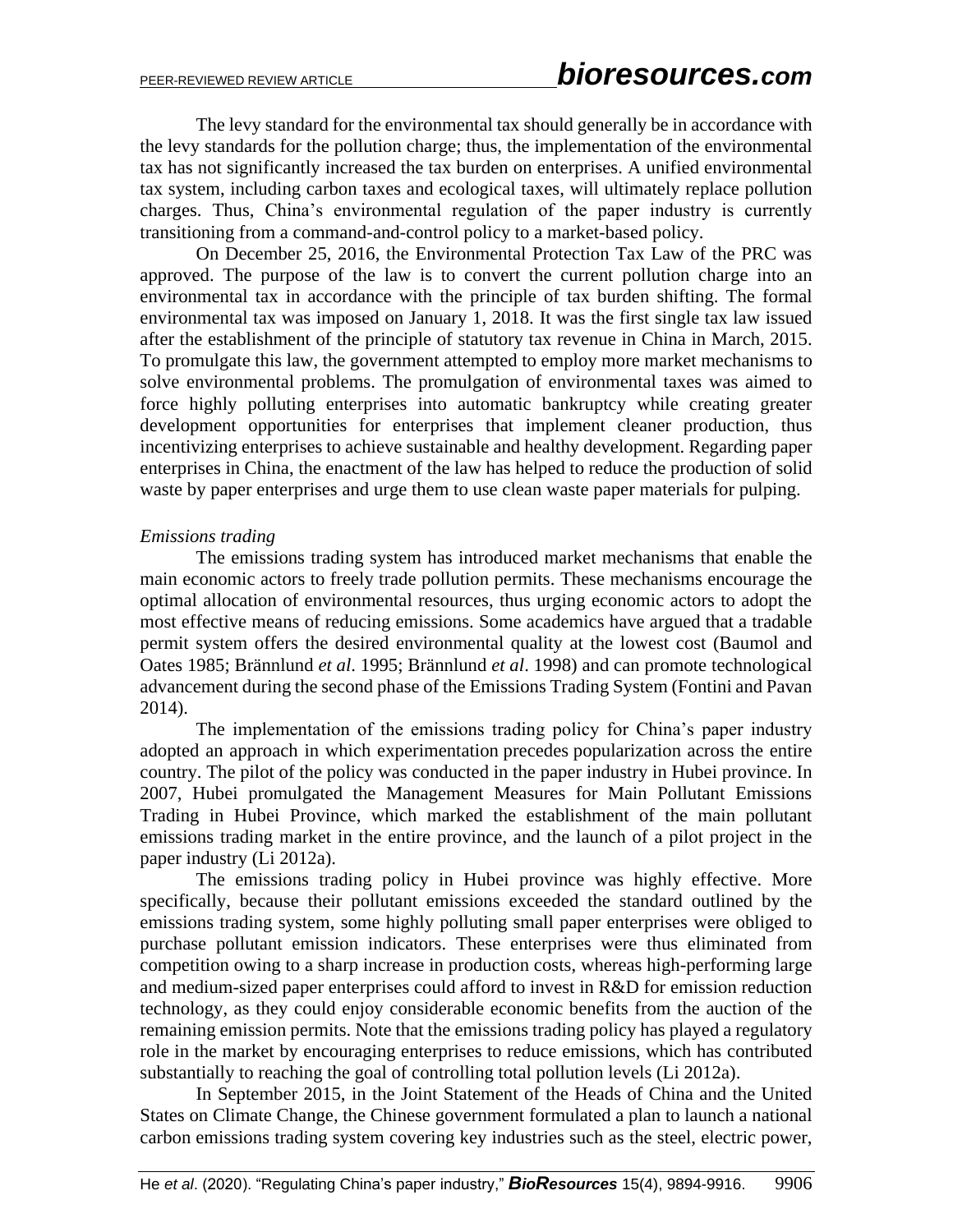The levy standard for the environmental tax should generally be in accordance with the levy standards for the pollution charge; thus, the implementation of the environmental tax has not significantly increased the tax burden on enterprises. A unified environmental tax system, including carbon taxes and ecological taxes, will ultimately replace pollution charges. Thus, China's environmental regulation of the paper industry is currently transitioning from a command-and-control policy to a market-based policy.

On December 25, 2016, the Environmental Protection Tax Law of the PRC was approved. The purpose of the law is to convert the current pollution charge into an environmental tax in accordance with the principle of tax burden shifting. The formal environmental tax was imposed on January 1, 2018. It was the first single tax law issued after the establishment of the principle of statutory tax revenue in China in March, 2015. To promulgate this law, the government attempted to employ more market mechanisms to solve environmental problems. The promulgation of environmental taxes was aimed to force highly polluting enterprises into automatic bankruptcy while creating greater development opportunities for enterprises that implement cleaner production, thus incentivizing enterprises to achieve sustainable and healthy development. Regarding paper enterprises in China, the enactment of the law has helped to reduce the production of solid waste by paper enterprises and urge them to use clean waste paper materials for pulping.

*Emissions trading*

The emissions trading system has introduced market mechanisms that enable the main economic actors to freely trade pollution permits. These mechanisms encourage the optimal allocation of environmental resources, thus urging economic actors to adopt the most effective means of reducing emissions. Some academics have argued that a tradable permit system offers the desired environmental quality at the lowest cost (Baumol and Oates 1985; Brännlund *et al*. 1995; Brännlund *et al*. 1998) and can promote technological advancement during the second phase of the Emissions Trading System (Fontini and Pavan 2014).

The implementation of the emissions trading policy for China's paper industry adopted an approach in which experimentation precedes popularization across the entire country. The pilot of the policy was conducted in the paper industry in Hubei province. In 2007, Hubei promulgated the Management Measures for Main Pollutant Emissions Trading in Hubei Province, which marked the establishment of the main pollutant emissions trading market in the entire province, and the launch of a pilot project in the paper industry (Li 2012a).

The emissions trading policy in Hubei province was highly effective. More specifically, because their pollutant emissions exceeded the standard outlined by the emissions trading system, some highly polluting small paper enterprises were obliged to purchase pollutant emission indicators. These enterprises were thus eliminated from competition owing to a sharp increase in production costs, whereas high-performing large and medium-sized paper enterprises could afford to invest in R&D for emission reduction technology, as they could enjoy considerable economic benefits from the auction of the remaining emission permits. Note that the emissions trading policy has played a regulatory role in the market by encouraging enterprises to reduce emissions, which has contributed substantially to reaching the goal of controlling total pollution levels (Li 2012a).

In September 2015, in the Joint Statement of the Heads of China and the United States on Climate Change, the Chinese government formulated a plan to launch a national carbon emissions trading system covering key industries such as the steel, electric power,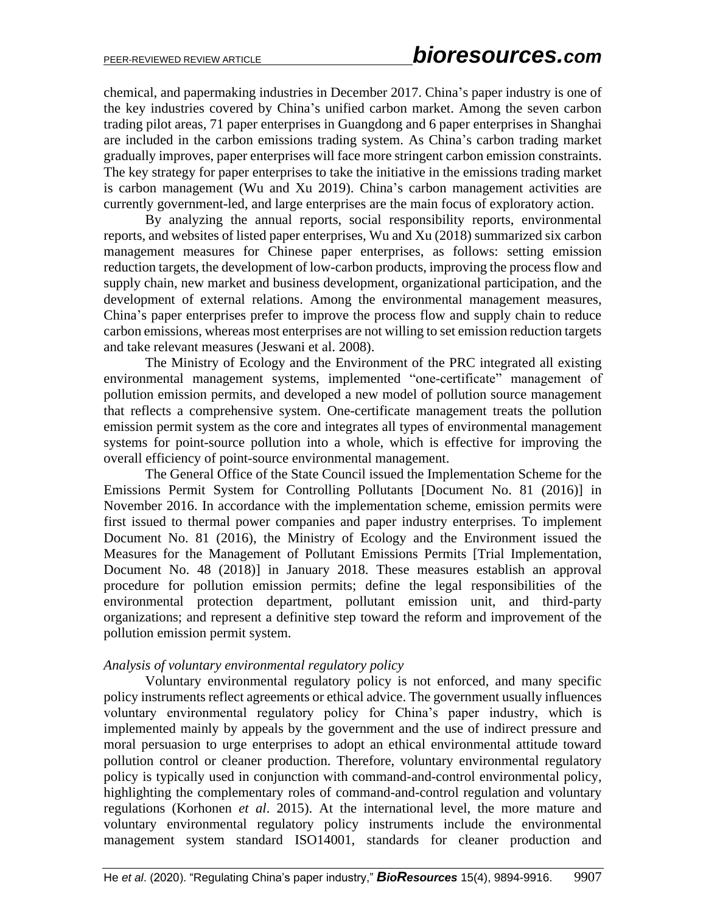chemical, and papermaking industries in December 2017. China's paper industry is one of the key industries covered by China's unified carbon market. Among the seven carbon trading pilot areas, 71 paper enterprises in Guangdong and 6 paper enterprises in Shanghai are included in the carbon emissions trading system. As China's carbon trading market gradually improves, paper enterprises will face more stringent carbon emission constraints. The key strategy for paper enterprises to take the initiative in the emissions trading market is carbon management (Wu and Xu 2019). China's carbon management activities are currently government-led, and large enterprises are the main focus of exploratory action.

By analyzing the annual reports, social responsibility reports, environmental reports, and websites of listed paper enterprises, Wu and Xu (2018) summarized six carbon management measures for Chinese paper enterprises, as follows: setting emission reduction targets, the development of low-carbon products, improving the process flow and supply chain, new market and business development, organizational participation, and the development of external relations. Among the environmental management measures, China's paper enterprises prefer to improve the process flow and supply chain to reduce carbon emissions, whereas most enterprises are not willing to set emission reduction targets and take relevant measures (Jeswani et al. 2008).

The Ministry of Ecology and the Environment of the PRC integrated all existing environmental management systems, implemented "one-certificate" management of pollution emission permits, and developed a new model of pollution source management that reflects a comprehensive system. One-certificate management treats the pollution emission permit system as the core and integrates all types of environmental management systems for point-source pollution into a whole, which is effective for improving the overall efficiency of point-source environmental management.

The General Office of the State Council issued the Implementation Scheme for the Emissions Permit System for Controlling Pollutants [Document No. 81 (2016)] in November 2016. In accordance with the implementation scheme, emission permits were first issued to thermal power companies and paper industry enterprises. To implement Document No. 81 (2016), the Ministry of Ecology and the Environment issued the Measures for the Management of Pollutant Emissions Permits [Trial Implementation, Document No. 48 (2018)] in January 2018. These measures establish an approval procedure for pollution emission permits; define the legal responsibilities of the environmental protection department, pollutant emission unit, and third-party organizations; and represent a definitive step toward the reform and improvement of the pollution emission permit system.

*Analysis of voluntary environmental regulatory policy*

Voluntary environmental regulatory policy is not enforced, and many specific policy instruments reflect agreements or ethical advice. The government usually influences voluntary environmental regulatory policy for China's paper industry, which is implemented mainly by appeals by the government and the use of indirect pressure and moral persuasion to urge enterprises to adopt an ethical environmental attitude toward pollution control or cleaner production. Therefore, voluntary environmental regulatory policy is typically used in conjunction with command-and-control environmental policy, highlighting the complementary roles of command-and-control regulation and voluntary regulations (Korhonen *et al*. 2015). At the international level, the more mature and voluntary environmental regulatory policy instruments include the environmental management system standard ISO14001, standards for cleaner production and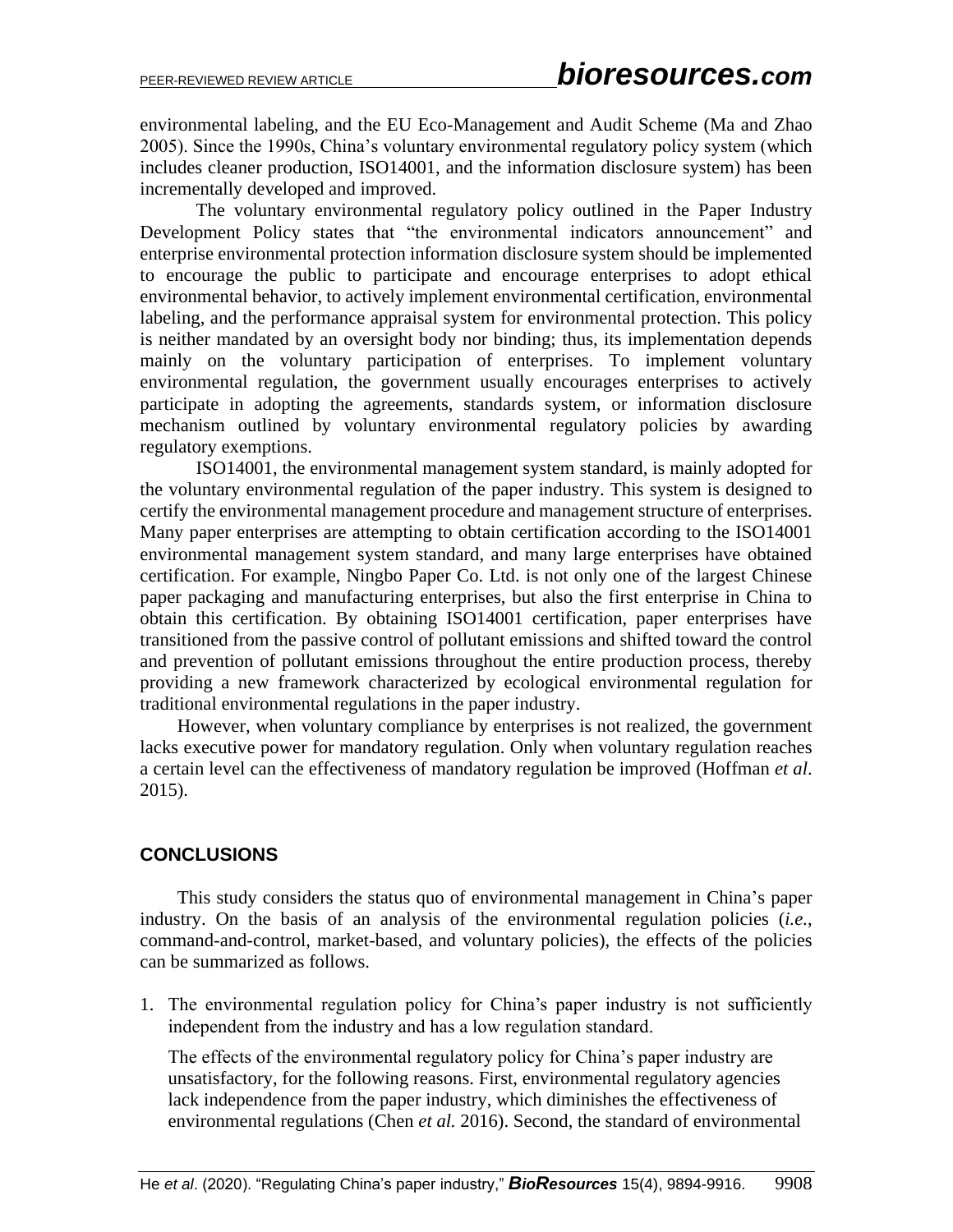environmental labeling, and the EU Eco-Management and Audit Scheme (Ma and Zhao 2005). Since the 1990s, China's voluntary environmental regulatory policy system (which includes cleaner production, ISO14001, and the information disclosure system) has been incrementally developed and improved.

The voluntary environmental regulatory policy outlined in the Paper Industry Development Policy states that "the environmental indicators announcement" and enterprise environmental protection information disclosure system should be implemented to encourage the public to participate and encourage enterprises to adopt ethical environmental behavior, to actively implement environmental certification, environmental labeling, and the performance appraisal system for environmental protection. This policy is neither mandated by an oversight body nor binding; thus, its implementation depends mainly on the voluntary participation of enterprises. To implement voluntary environmental regulation, the government usually encourages enterprises to actively participate in adopting the agreements, standards system, or information disclosure mechanism outlined by voluntary environmental regulatory policies by awarding regulatory exemptions.

ISO14001, the environmental management system standard, is mainly adopted for the voluntary environmental regulation of the paper industry. This system is designed to certify the environmental management procedure and management structure of enterprises. Many paper enterprises are attempting to obtain certification according to the ISO14001 environmental management system standard, and many large enterprises have obtained certification. For example, Ningbo Paper Co. Ltd. is not only one of the largest Chinese paper packaging and manufacturing enterprises, but also the first enterprise in China to obtain this certification. By obtaining ISO14001 certification, paper enterprises have transitioned from the passive control of pollutant emissions and shifted toward the control and prevention of pollutant emissions throughout the entire production process, thereby providing a new framework characterized by ecological environmental regulation for traditional environmental regulations in the paper industry.

However, when voluntary compliance by enterprises is not realized, the government lacks executive power for mandatory regulation. Only when voluntary regulation reaches a certain level can the effectiveness of mandatory regulation be improved (Hoffman *et al*. 2015).

## CONCLUSIONS

This study considers the status quo of environmental management in China's paper industry. On the basis of an analysis of the environmental regulation policies (*i.e.*, command-and-control, market-based, and voluntary policies), the effects of the policies can be summarized as follows.

1. The environmental regulation policy for China's paper industry is not sufficiently independent from the industry and has a low regulation standard.

   The effects of the environmental regulatory policy for China's paper industry are unsatisfactory, for the following reasons. First, environmental regulatory agencies lack independence from the paper industry, which diminishes the effectiveness of environmental regulations (Chen *et al.* 2016). Second, the standard of environmental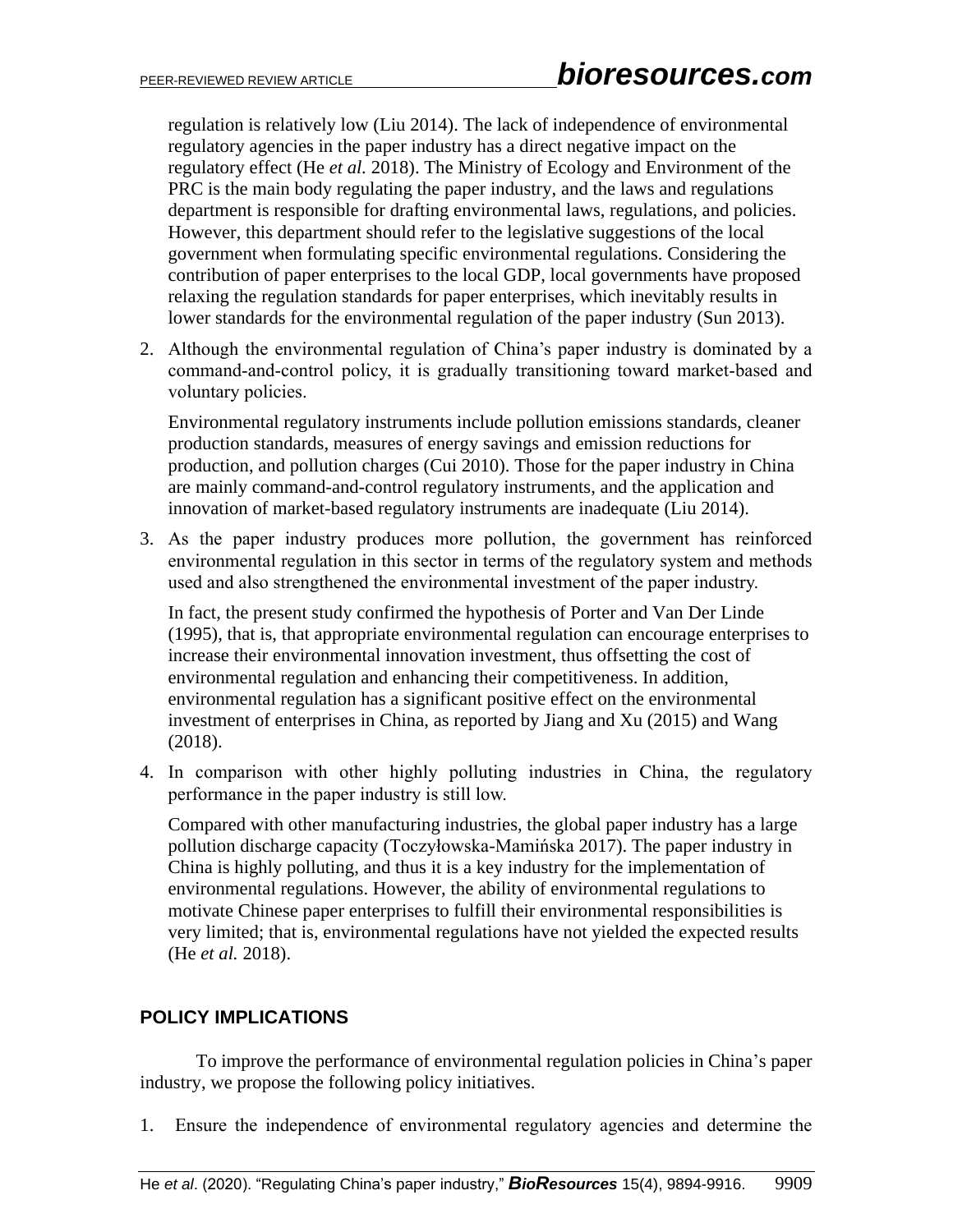regulation is relatively low (Liu 2014). The lack of independence of environmental regulatory agencies in the paper industry has a direct negative impact on the regulatory effect (He *et al.* 2018). The Ministry of Ecology and Environment of the PRC is the main body regulating the paper industry, and the laws and regulations department is responsible for drafting environmental laws, regulations, and policies. However, this department should refer to the legislative suggestions of the local government when formulating specific environmental regulations. Considering the contribution of paper enterprises to the local GDP, local governments have proposed relaxing the regulation standards for paper enterprises, which inevitably results in lower standards for the environmental regulation of the paper industry (Sun 2013).

2. Although the environmental regulation of China's paper industry is dominated by a command-and-control policy, it is gradually transitioning toward market-based and voluntary policies.

   Environmental regulatory instruments include pollution emissions standards, cleaner production standards, measures of energy savings and emission reductions for production, and pollution charges (Cui 2010). Those for the paper industry in China are mainly command-and-control regulatory instruments, and the application and innovation of market-based regulatory instruments are inadequate (Liu 2014).

3. As the paper industry produces more pollution, the government has reinforced environmental regulation in this sector in terms of the regulatory system and methods used and also strengthened the environmental investment of the paper industry.

   In fact, the present study confirmed the hypothesis of Porter and Van Der Linde (1995), that is, that appropriate environmental regulation can encourage enterprises to increase their environmental innovation investment, thus offsetting the cost of environmental regulation and enhancing their competitiveness. In addition, environmental regulation has a significant positive effect on the environmental investment of enterprises in China, as reported by Jiang and Xu (2015) and Wang (2018).

4. In comparison with other highly polluting industries in China, the regulatory performance in the paper industry is still low.

   Compared with other manufacturing industries, the global paper industry has a large pollution discharge capacity (Toczyłowska-Mamińska 2017). The paper industry in China is highly polluting, and thus it is a key industry for the implementation of environmental regulations. However, the ability of environmental regulations to motivate Chinese paper enterprises to fulfill their environmental responsibilities is very limited; that is, environmental regulations have not yielded the expected results (He *et al.* 2018).

## POLICY IMPLICATIONS

To improve the performance of environmental regulation policies in China's paper industry, we propose the following policy initiatives.

1. Ensure the independence of environmental regulatory agencies and determine the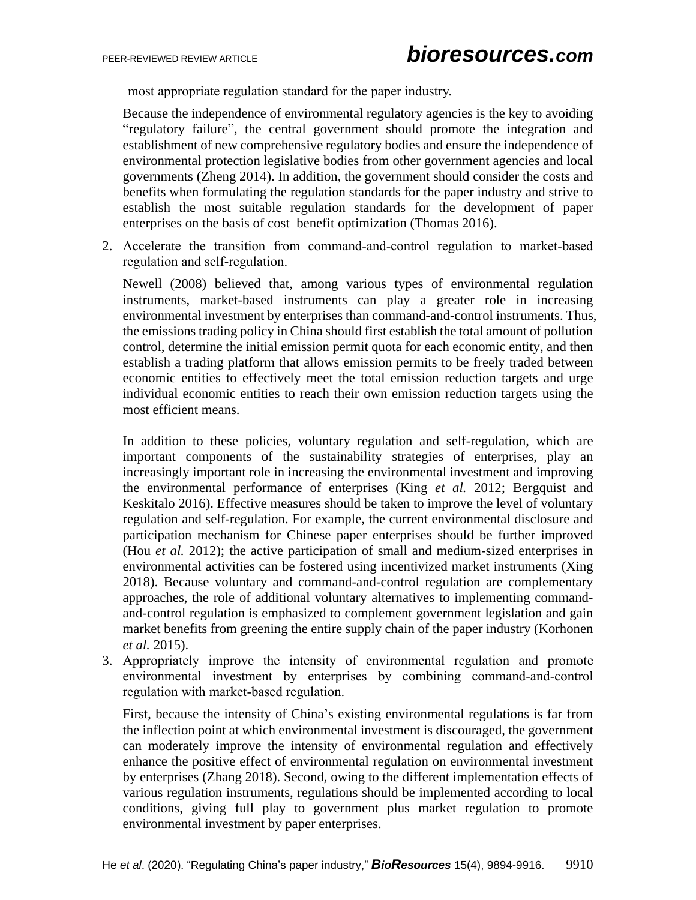most appropriate regulation standard for the paper industry.

Because the independence of environmental regulatory agencies is the key to avoiding "regulatory failure", the central government should promote the integration and establishment of new comprehensive regulatory bodies and ensure the independence of environmental protection legislative bodies from other government agencies and local governments (Zheng 2014). In addition, the government should consider the costs and benefits when formulating the regulation standards for the paper industry and strive to establish the most suitable regulation standards for the development of paper enterprises on the basis of cost–benefit optimization (Thomas 2016).

2. Accelerate the transition from command-and-control regulation to market-based regulation and self-regulation.

   Newell (2008) believed that, among various types of environmental regulation instruments, market-based instruments can play a greater role in increasing environmental investment by enterprises than command-and-control instruments. Thus, the emissions trading policy in China should first establish the total amount of pollution control, determine the initial emission permit quota for each economic entity, and then establish a trading platform that allows emission permits to be freely traded between economic entities to effectively meet the total emission reduction targets and urge individual economic entities to reach their own emission reduction targets using the most efficient means.

   In addition to these policies, voluntary regulation and self-regulation, which are important components of the sustainability strategies of enterprises, play an increasingly important role in increasing the environmental investment and improving the environmental performance of enterprises (King *et al.* 2012; Bergquist and Keskitalo 2016). Effective measures should be taken to improve the level of voluntary regulation and self-regulation. For example, the current environmental disclosure and participation mechanism for Chinese paper enterprises should be further improved (Hou *et al.* 2012); the active participation of small and medium-sized enterprises in environmental activities can be fostered using incentivized market instruments (Xing 2018). Because voluntary and command-and-control regulation are complementary approaches, the role of additional voluntary alternatives to implementing command-and-control regulation is emphasized to complement government legislation and gain market benefits from greening the entire supply chain of the paper industry (Korhonen *et al.* 2015).

3. Appropriately improve the intensity of environmental regulation and promote environmental investment by enterprises by combining command-and-control regulation with market-based regulation.

   First, because the intensity of China's existing environmental regulations is far from the inflection point at which environmental investment is discouraged, the government can moderately improve the intensity of environmental regulation and effectively enhance the positive effect of environmental regulation on environmental investment by enterprises (Zhang 2018). Second, owing to the different implementation effects of various regulation instruments, regulations should be implemented according to local conditions, giving full play to government plus market regulation to promote environmental investment by paper enterprises.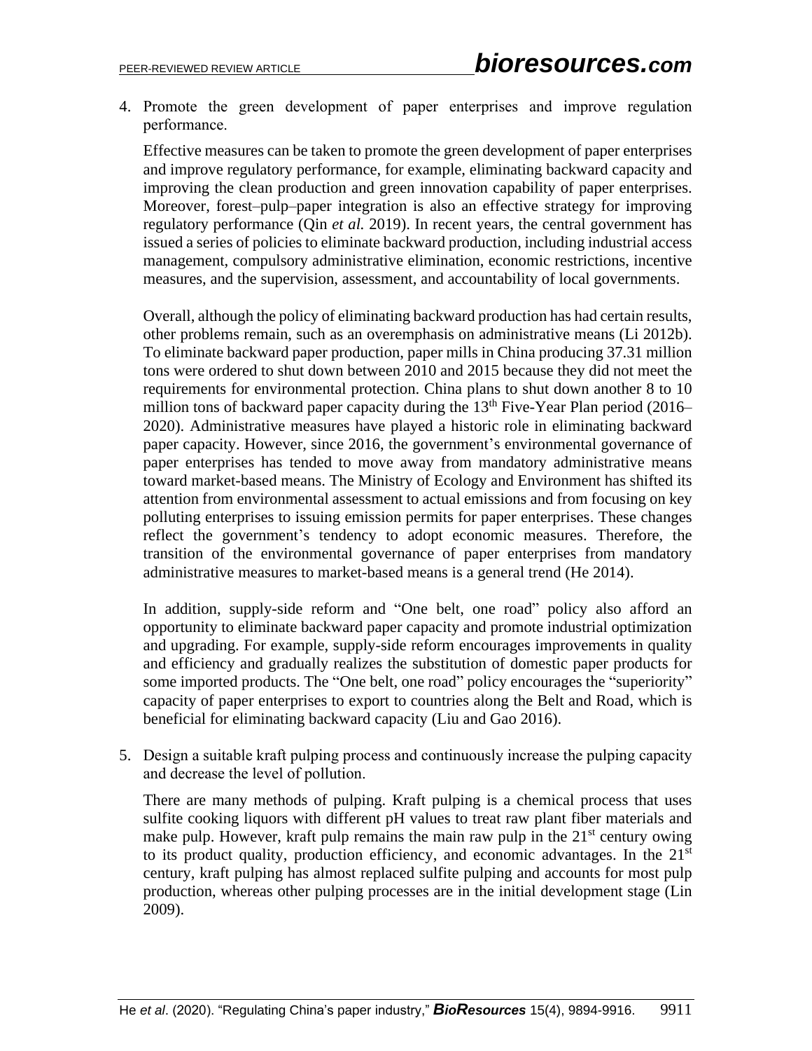4. Promote the green development of paper enterprises and improve regulation performance.

   Effective measures can be taken to promote the green development of paper enterprises and improve regulatory performance, for example, eliminating backward capacity and improving the clean production and green innovation capability of paper enterprises. Moreover, forest–pulp–paper integration is also an effective strategy for improving regulatory performance (Qin *et al.* 2019). In recent years, the central government has issued a series of policies to eliminate backward production, including industrial access management, compulsory administrative elimination, economic restrictions, incentive measures, and the supervision, assessment, and accountability of local governments.

   Overall, although the policy of eliminating backward production has had certain results, other problems remain, such as an overemphasis on administrative means (Li 2012b). To eliminate backward paper production, paper mills in China producing 37.31 million tons were ordered to shut down between 2010 and 2015 because they did not meet the requirements for environmental protection. China plans to shut down another 8 to 10 million tons of backward paper capacity during the 13th Five-Year Plan period (2016–2020). Administrative measures have played a historic role in eliminating backward paper capacity. However, since 2016, the government's environmental governance of paper enterprises has tended to move away from mandatory administrative means toward market-based means. The Ministry of Ecology and Environment has shifted its attention from environmental assessment to actual emissions and from focusing on key polluting enterprises to issuing emission permits for paper enterprises. These changes reflect the government's tendency to adopt economic measures. Therefore, the transition of the environmental governance of paper enterprises from mandatory administrative measures to market-based means is a general trend (He 2014).

   In addition, supply-side reform and "One belt, one road" policy also afford an opportunity to eliminate backward paper capacity and promote industrial optimization and upgrading. For example, supply-side reform encourages improvements in quality and efficiency and gradually realizes the substitution of domestic paper products for some imported products. The "One belt, one road" policy encourages the "superiority" capacity of paper enterprises to export to countries along the Belt and Road, which is beneficial for eliminating backward capacity (Liu and Gao 2016).

5. Design a suitable kraft pulping process and continuously increase the pulping capacity and decrease the level of pollution.

   There are many methods of pulping. Kraft pulping is a chemical process that uses sulfite cooking liquors with different pH values to treat raw plant fiber materials and make pulp. However, kraft pulp remains the main raw pulp in the 21st century owing to its product quality, production efficiency, and economic advantages. In the 21st century, kraft pulping has almost replaced sulfite pulping and accounts for most pulp production, whereas other pulping processes are in the initial development stage (Lin 2009).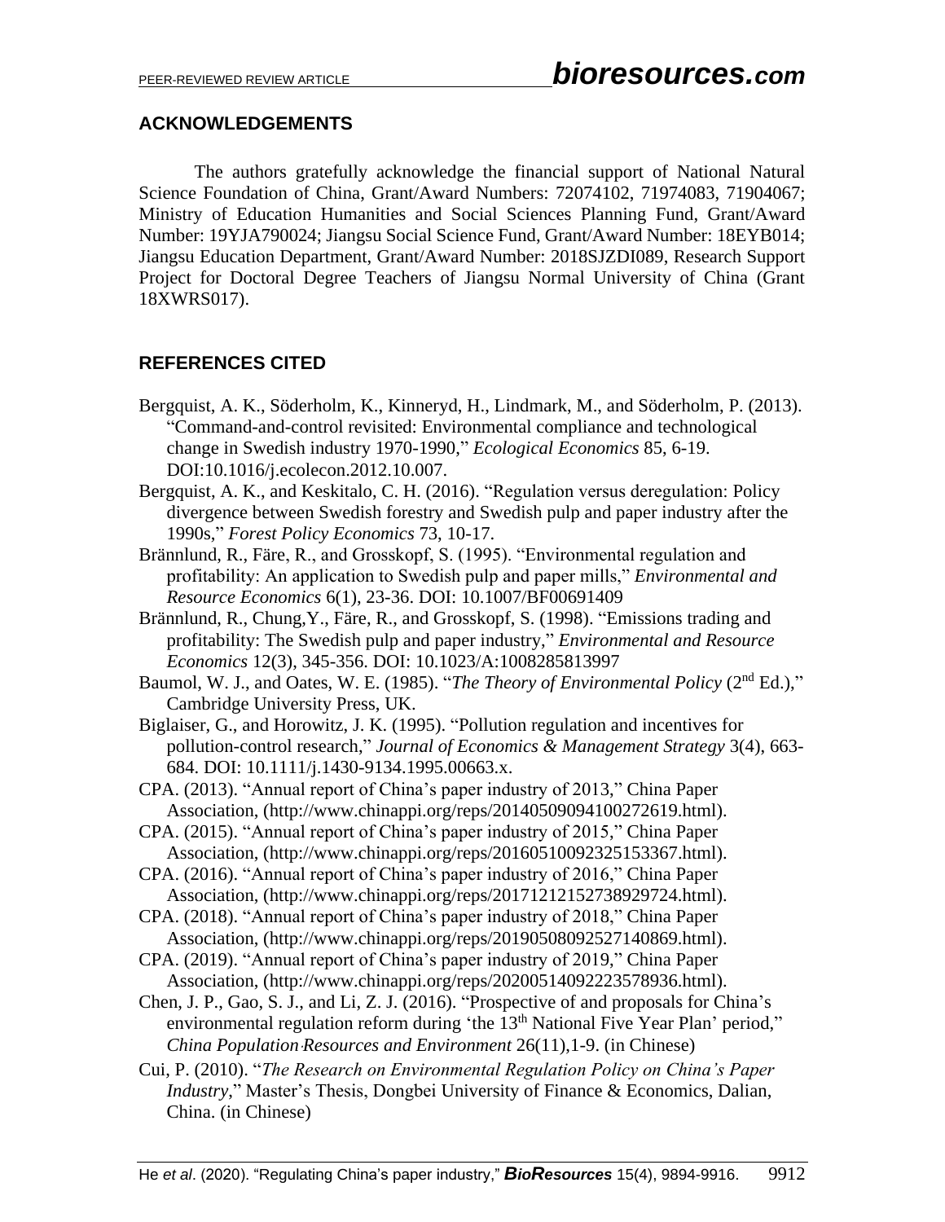## ACKNOWLEDGEMENTS

The authors gratefully acknowledge the financial support of National Natural Science Foundation of China, Grant/Award Numbers: 72074102, 71974083, 71904067; Ministry of Education Humanities and Social Sciences Planning Fund, Grant/Award Number: 19YJA790024; Jiangsu Social Science Fund, Grant/Award Number: 18EYB014; Jiangsu Education Department, Grant/Award Number: 2018SJZDI089, Research Support Project for Doctoral Degree Teachers of Jiangsu Normal University of China (Grant 18XWRS017).

## REFERENCES CITED

Bergquist, A. K., Söderholm, K., Kinneryd, H., Lindmark, M., and Söderholm, P. (2013). "Command-and-control revisited: Environmental compliance and technological change in Swedish industry 1970-1990," *Ecological Economics* 85, 6-19. DOI:10.1016/j.ecolecon.2012.10.007.

Bergquist, A. K., and Keskitalo, C. H. (2016). "Regulation versus deregulation: Policy divergence between Swedish forestry and Swedish pulp and paper industry after the 1990s," *Forest Policy Economics* 73, 10-17.

Brännlund, R., Färe, R., and Grosskopf, S. (1995). "Environmental regulation and profitability: An application to Swedish pulp and paper mills," *Environmental and Resource Economics* 6(1), 23-36. DOI: 10.1007/BF00691409

Brännlund, R., Chung,Y., Färe, R., and Grosskopf, S. (1998). "Emissions trading and profitability: The Swedish pulp and paper industry," *Environmental and Resource Economics* 12(3), 345-356. DOI: 10.1023/A:1008285813997

Baumol, W. J., and Oates, W. E. (1985). "*The Theory of Environmental Policy* (2nd Ed.)," Cambridge University Press, UK.

Biglaiser, G., and Horowitz, J. K. (1995). "Pollution regulation and incentives for pollution-control research," *Journal of Economics & Management Strategy* 3(4), 663-684. DOI: 10.1111/j.1430-9134.1995.00663.x.

CPA. (2013). "Annual report of China's paper industry of 2013," China Paper Association, (http://www.chinappi.org/reps/20140509094100272619.html).

CPA. (2015). "Annual report of China's paper industry of 2015," China Paper Association, (http://www.chinappi.org/reps/20160510092325153367.html).

CPA. (2016). "Annual report of China's paper industry of 2016," China Paper Association, (http://www.chinappi.org/reps/20171212152738929724.html).

CPA. (2018). "Annual report of China's paper industry of 2018," China Paper Association, (http://www.chinappi.org/reps/20190508092527140869.html).

CPA. (2019). "Annual report of China's paper industry of 2019," China Paper Association, (http://www.chinappi.org/reps/20200514092223578936.html).

Chen, J. P., Gao, S. J., and Li, Z. J. (2016). "Prospective of and proposals for China's environmental regulation reform during 'the 13th National Five Year Plan' period," *China Population·Resources and Environment* 26(11),1-9. (in Chinese)

Cui, P. (2010). "*The Research on Environmental Regulation Policy on China's Paper Industry*," Master's Thesis, Dongbei University of Finance & Economics, Dalian, China. (in Chinese)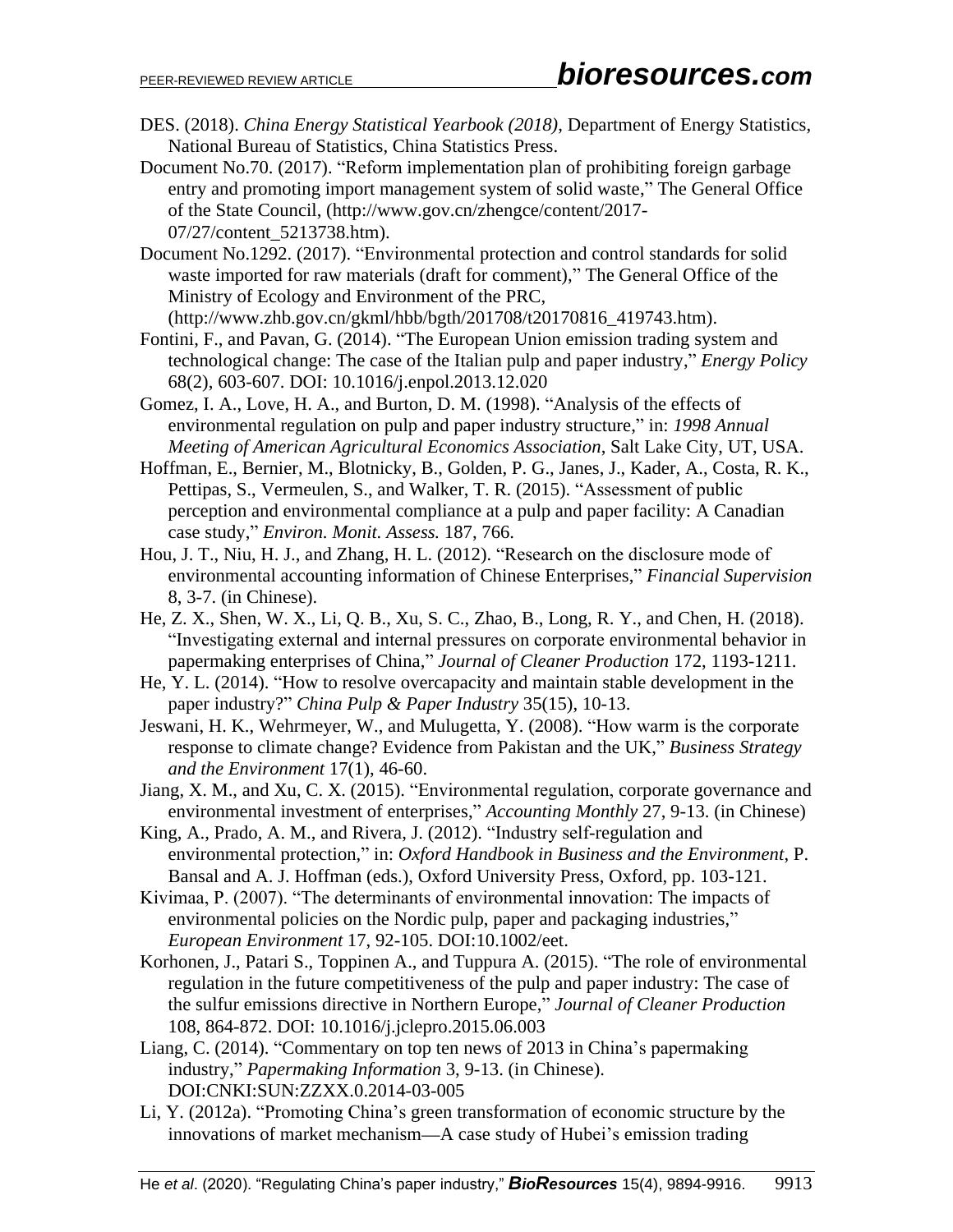DES. (2018). *China Energy Statistical Yearbook (2018),* Department of Energy Statistics, National Bureau of Statistics, China Statistics Press.

Document No.70. (2017). "Reform implementation plan of prohibiting foreign garbage entry and promoting import management system of solid waste," The General Office of the State Council, (http://www.gov.cn/zhengce/content/2017-07/27/content_5213738.htm).

Document No.1292. (2017). "Environmental protection and control standards for solid waste imported for raw materials (draft for comment)," The General Office of the Ministry of Ecology and Environment of the PRC, (http://www.zhb.gov.cn/gkml/hbb/bgth/201708/t20170816_419743.htm).

Fontini, F., and Pavan, G. (2014). "The European Union emission trading system and technological change: The case of the Italian pulp and paper industry," *Energy Policy* 68(2), 603-607. DOI: 10.1016/j.enpol.2013.12.020

Gomez, I. A., Love, H. A., and Burton, D. M. (1998). "Analysis of the effects of environmental regulation on pulp and paper industry structure," in: *1998 Annual Meeting of American Agricultural Economics Association*, Salt Lake City, UT, USA.

Hoffman, E., Bernier, M., Blotnicky, B., Golden, P. G., Janes, J., Kader, A., Costa, R. K., Pettipas, S., Vermeulen, S., and Walker, T. R. (2015). "Assessment of public perception and environmental compliance at a pulp and paper facility: A Canadian case study," *Environ. Monit. Assess.* 187, 766.

Hou, J. T., Niu, H. J., and Zhang, H. L. (2012). "Research on the disclosure mode of environmental accounting information of Chinese Enterprises," *Financial Supervision* 8, 3-7. (in Chinese).

He, Z. X., Shen, W. X., Li, Q. B., Xu, S. C., Zhao, B., Long, R. Y., and Chen, H. (2018). "Investigating external and internal pressures on corporate environmental behavior in papermaking enterprises of China," *Journal of Cleaner Production* 172, 1193-1211.

He, Y. L. (2014). "How to resolve overcapacity and maintain stable development in the paper industry?" *China Pulp & Paper Industry* 35(15), 10-13.

Jeswani, H. K., Wehrmeyer, W., and Mulugetta, Y. (2008). "How warm is the corporate response to climate change? Evidence from Pakistan and the UK," *Business Strategy and the Environment* 17(1), 46-60.

Jiang, X. M., and Xu, C. X. (2015). "Environmental regulation, corporate governance and environmental investment of enterprises," *Accounting Monthly* 27, 9-13. (in Chinese)

King, A., Prado, A. M., and Rivera, J. (2012). "Industry self-regulation and environmental protection," in: *Oxford Handbook in Business and the Environment*, P. Bansal and A. J. Hoffman (eds.), Oxford University Press, Oxford, pp. 103-121.

Kivimaa, P. (2007). "The determinants of environmental innovation: The impacts of environmental policies on the Nordic pulp, paper and packaging industries," *European Environment* 17, 92-105. DOI:10.1002/eet.

Korhonen, J., Patari S., Toppinen A., and Tuppura A. (2015). "The role of environmental regulation in the future competitiveness of the pulp and paper industry: The case of the sulfur emissions directive in Northern Europe," *Journal of Cleaner Production* 108, 864-872. DOI: 10.1016/j.jclepro.2015.06.003

Liang, C. (2014). "Commentary on top ten news of 2013 in China's papermaking industry," *Papermaking Information* 3, 9-13. (in Chinese). DOI:CNKI:SUN:ZZXX.0.2014-03-005

Li, Y. (2012a). "Promoting China's green transformation of economic structure by the innovations of market mechanism—A case study of Hubei's emission trading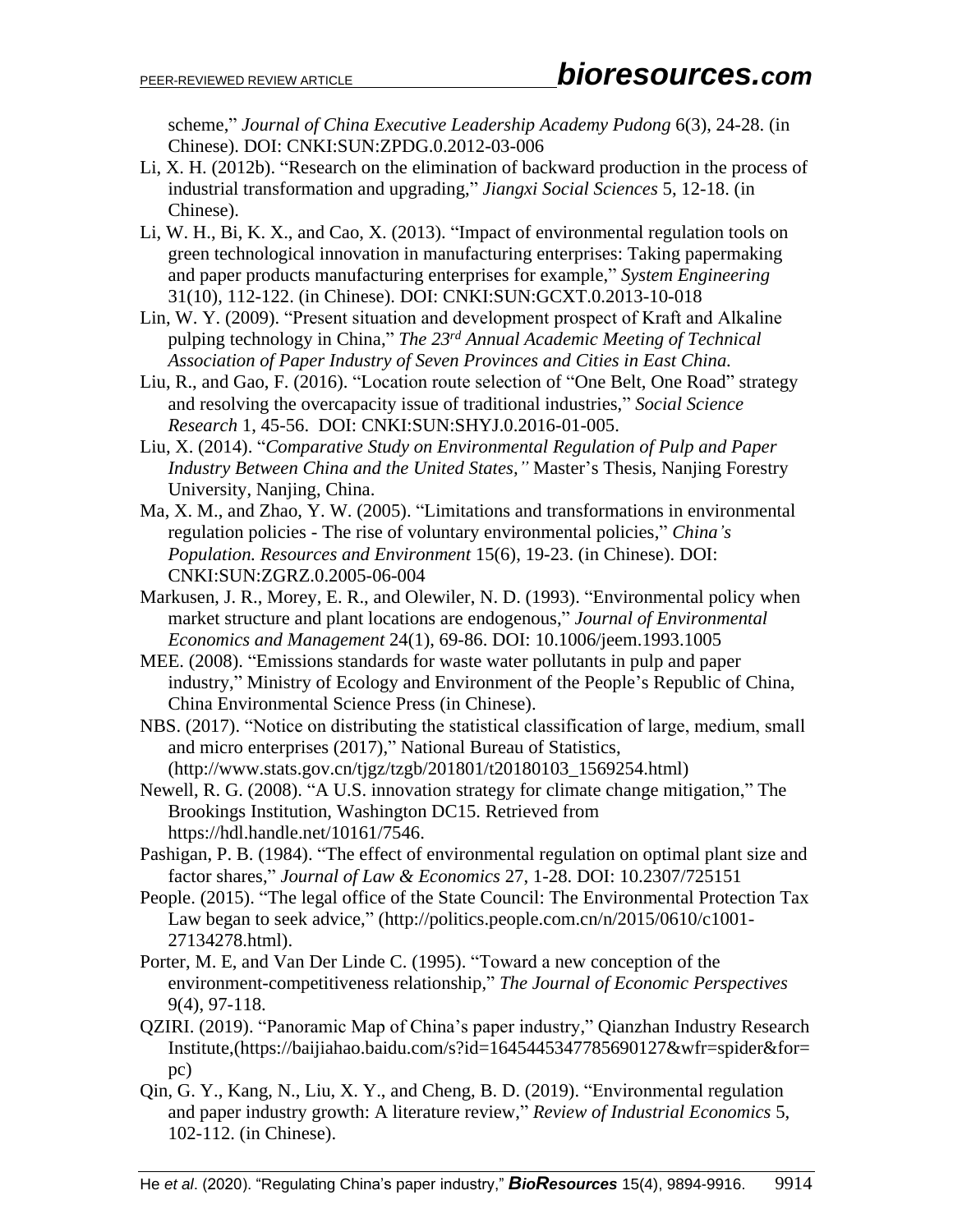scheme," *Journal of China Executive Leadership Academy Pudong* 6(3), 24-28. (in Chinese). DOI: CNKI:SUN:ZPDG.0.2012-03-006

Li, X. H. (2012b). "Research on the elimination of backward production in the process of industrial transformation and upgrading," *Jiangxi Social Sciences* 5, 12-18. (in Chinese).

Li, W. H., Bi, K. X., and Cao, X. (2013). "Impact of environmental regulation tools on green technological innovation in manufacturing enterprises: Taking papermaking and paper products manufacturing enterprises for example," *System Engineering* 31(10), 112-122. (in Chinese). DOI: CNKI:SUN:GCXT.0.2013-10-018

Lin, W. Y. (2009). "Present situation and development prospect of Kraft and Alkaline pulping technology in China," *The 23rd Annual Academic Meeting of Technical Association of Paper Industry of Seven Provinces and Cities in East China.*

Liu, R., and Gao, F. (2016). "Location route selection of "One Belt, One Road" strategy and resolving the overcapacity issue of traditional industries," *Social Science Research* 1, 45-56. DOI: CNKI:SUN:SHYJ.0.2016-01-005.

Liu, X. (2014). "*Comparative Study on Environmental Regulation of Pulp and Paper Industry Between China and the United States,"* Master's Thesis, Nanjing Forestry University, Nanjing, China.

Ma, X. M., and Zhao, Y. W. (2005). "Limitations and transformations in environmental regulation policies - The rise of voluntary environmental policies," *China's Population. Resources and Environment* 15(6), 19-23. (in Chinese). DOI: CNKI:SUN:ZGRZ.0.2005-06-004

Markusen, J. R., Morey, E. R., and Olewiler, N. D. (1993). "Environmental policy when market structure and plant locations are endogenous," *Journal of Environmental Economics and Management* 24(1), 69-86. DOI: 10.1006/jeem.1993.1005

MEE. (2008). "Emissions standards for waste water pollutants in pulp and paper industry," Ministry of Ecology and Environment of the People's Republic of China, China Environmental Science Press (in Chinese).

NBS. (2017). "Notice on distributing the statistical classification of large, medium, small and micro enterprises (2017)," National Bureau of Statistics, (http://www.stats.gov.cn/tjgz/tzgb/201801/t20180103_1569254.html)

Newell, R. G. (2008). "A U.S. innovation strategy for climate change mitigation," The Brookings Institution, Washington DC15. Retrieved from https://hdl.handle.net/10161/7546.

Pashigan, P. B. (1984). "The effect of environmental regulation on optimal plant size and factor shares," *Journal of Law & Economics* 27, 1-28. DOI: 10.2307/725151

People. (2015). "The legal office of the State Council: The Environmental Protection Tax Law began to seek advice," (http://politics.people.com.cn/n/2015/0610/c1001-27134278.html).

Porter, M. E, and Van Der Linde C. (1995). "Toward a new conception of the environment-competitiveness relationship," *The Journal of Economic Perspectives* 9(4), 97-118.

QZIRI. (2019). "Panoramic Map of China's paper industry," Qianzhan Industry Research Institute,(https://baijiahao.baidu.com/s?id=1645445347785690127&wfr=spider&for=pc)

Qin, G. Y., Kang, N., Liu, X. Y., and Cheng, B. D. (2019). "Environmental regulation and paper industry growth: A literature review," *Review of Industrial Economics* 5, 102-112. (in Chinese).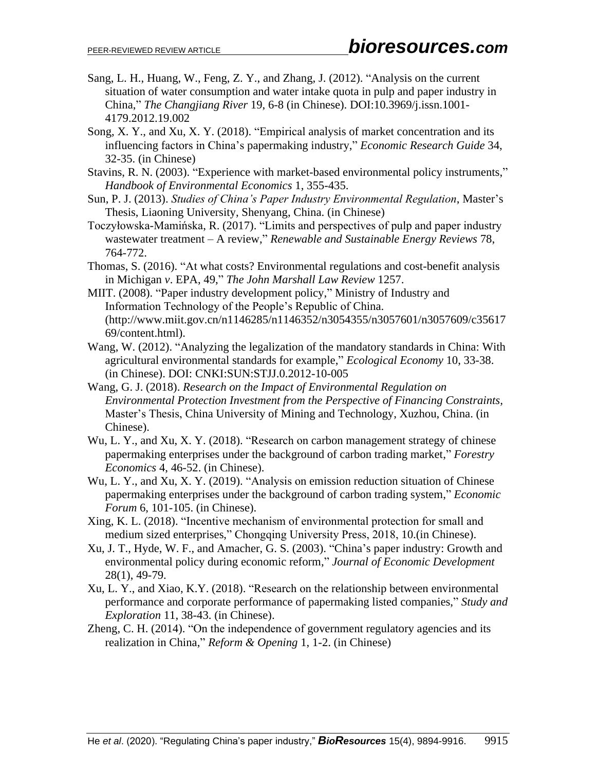Sang, L. H., Huang, W., Feng, Z. Y., and Zhang, J. (2012). "Analysis on the current situation of water consumption and water intake quota in pulp and paper industry in China," *The Changjiang River* 19, 6-8 (in Chinese). DOI:10.3969/j.issn.1001-4179.2012.19.002

Song, X. Y., and Xu, X. Y. (2018). "Empirical analysis of market concentration and its influencing factors in China's papermaking industry," *Economic Research Guide* 34, 32-35. (in Chinese)

Stavins, R. N. (2003). "Experience with market-based environmental policy instruments," *Handbook of Environmental Economics* 1, 355-435.

Sun, P. J. (2013). *Studies of China's Paper Industry Environmental Regulation*, Master's Thesis, Liaoning University, Shenyang, China. (in Chinese)

Toczyłowska-Mamińska, R. (2017). "Limits and perspectives of pulp and paper industry wastewater treatment – A review," *Renewable and Sustainable Energy Reviews* 78, 764-772.

Thomas, S. (2016). "At what costs? Environmental regulations and cost-benefit analysis in Michigan *v*. EPA, 49," *The John Marshall Law Review* 1257.

MIIT. (2008). "Paper industry development policy," Ministry of Industry and Information Technology of the People's Republic of China. (http://www.miit.gov.cn/n1146285/n1146352/n3054355/n3057601/n3057609/c3561769/content.html).

Wang, W. (2012). "Analyzing the legalization of the mandatory standards in China: With agricultural environmental standards for example," *Ecological Economy* 10, 33-38. (in Chinese). DOI: CNKI:SUN:STJJ.0.2012-10-005

Wang, G. J. (2018). *Research on the Impact of Environmental Regulation on Environmental Protection Investment from the Perspective of Financing Constraints*, Master's Thesis, China University of Mining and Technology, Xuzhou, China. (in Chinese).

Wu, L. Y., and Xu, X. Y. (2018). "Research on carbon management strategy of chinese papermaking enterprises under the background of carbon trading market," *Forestry Economics* 4, 46-52. (in Chinese).

Wu, L. Y., and Xu, X. Y. (2019). "Analysis on emission reduction situation of Chinese papermaking enterprises under the background of carbon trading system," *Economic Forum* 6, 101-105. (in Chinese).

Xing, K. L. (2018). "Incentive mechanism of environmental protection for small and medium sized enterprises," Chongqing University Press, 2018, 10.(in Chinese).

Xu, J. T., Hyde, W. F., and Amacher, G. S. (2003). "China's paper industry: Growth and environmental policy during economic reform," *Journal of Economic Development* 28(1), 49-79.

Xu, L. Y., and Xiao, K.Y. (2018). "Research on the relationship between environmental performance and corporate performance of papermaking listed companies," *Study and Exploration* 11, 38-43. (in Chinese).

Zheng, C. H. (2014). "On the independence of government regulatory agencies and its realization in China," *Reform & Opening* 1, 1-2. (in Chinese)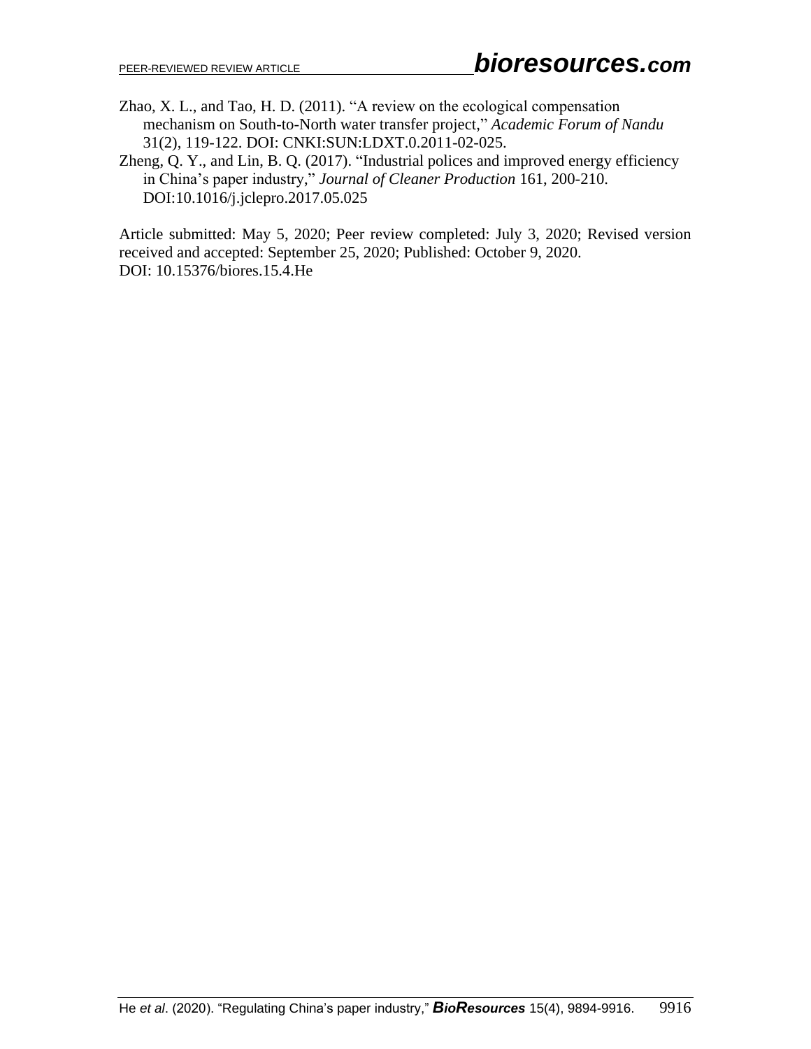Zhao, X. L., and Tao, H. D. (2011). "A review on the ecological compensation mechanism on South-to-North water transfer project," *Academic Forum of Nandu* 31(2), 119-122. DOI: CNKI:SUN:LDXT.0.2011-02-025.

Zheng, Q. Y., and Lin, B. Q. (2017). "Industrial polices and improved energy efficiency in China's paper industry," *Journal of Cleaner Production* 161, 200-210. DOI:10.1016/j.jclepro.2017.05.025

Article submitted: May 5, 2020; Peer review completed: July 3, 2020; Revised version received and accepted: September 25, 2020; Published: October 9, 2020.
DOI: 10.15376/biores.15.4.He